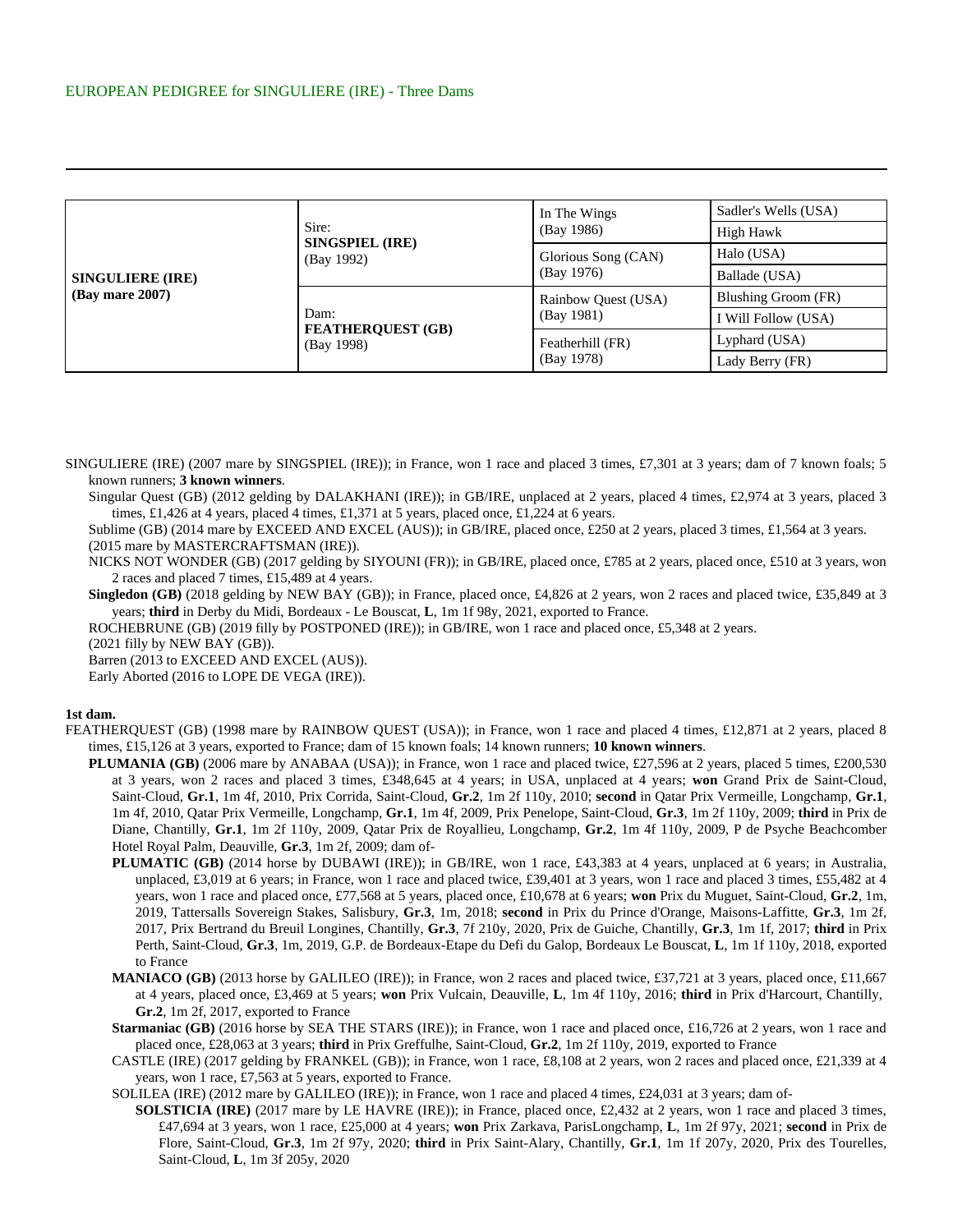EUROPEAN PEDIGREE for SINGULIERE (IRE) - Three Dams

| | | | |
|---|---|---|---|
| **SINGULIERE (IRE)** **(Bay mare 2007)** | Sire: **SINGSPIEL (IRE)** (Bay 1992) | In The Wings (Bay 1986) | Sadler's Wells (USA) |
| | | | High Hawk |
| | | Glorious Song (CAN) (Bay 1976) | Halo (USA) |
| | | | Ballade (USA) |
| | Dam: **FEATHERQUEST (GB)** (Bay 1998) | Rainbow Quest (USA) (Bay 1981) | Blushing Groom (FR) |
| | | | I Will Follow (USA) |
| | | Featherhill (FR) (Bay 1978) | Lyphard (USA) |
| | | | Lady Berry (FR) |

SINGULIERE (IRE) (2007 mare by SINGSPIEL (IRE)); in France, won 1 race and placed 3 times, £7,301 at 3 years; dam of 7 known foals; 5 known runners; **3 known winners**.

Singular Quest (GB) (2012 gelding by DALAKHANI (IRE)); in GB/IRE, unplaced at 2 years, placed 4 times, £2,974 at 3 years, placed 3 times, £1,426 at 4 years, placed 4 times, £1,371 at 5 years, placed once, £1,224 at 6 years.

Sublime (GB) (2014 mare by EXCEED AND EXCEL (AUS)); in GB/IRE, placed once, £250 at 2 years, placed 3 times, £1,564 at 3 years.

(2015 mare by MASTERCRAFTSMAN (IRE)).

NICKS NOT WONDER (GB) (2017 gelding by SIYOUNI (FR)); in GB/IRE, placed once, £785 at 2 years, placed once, £510 at 3 years, won 2 races and placed 7 times, £15,489 at 4 years.

**Singledon (GB)** (2018 gelding by NEW BAY (GB)); in France, placed once, £4,826 at 2 years, won 2 races and placed twice, £35,849 at 3 years; **third** in Derby du Midi, Bordeaux - Le Bouscat, **L**, 1m 1f 98y, 2021, exported to France.

ROCHEBRUNE (GB) (2019 filly by POSTPONED (IRE)); in GB/IRE, won 1 race and placed once, £5,348 at 2 years.

(2021 filly by NEW BAY (GB)).

Barren (2013 to EXCEED AND EXCEL (AUS)).

Early Aborted (2016 to LOPE DE VEGA (IRE)).

**1st dam.**

FEATHERQUEST (GB) (1998 mare by RAINBOW QUEST (USA)); in France, won 1 race and placed 4 times, £12,871 at 2 years, placed 8 times, £15,126 at 3 years, exported to France; dam of 15 known foals; 14 known runners; **10 known winners**.

**PLUMANIA (GB)** (2006 mare by ANABAA (USA)); in France, won 1 race and placed twice, £27,596 at 2 years, placed 5 times, £200,530 at 3 years, won 2 races and placed 3 times, £348,645 at 4 years; in USA, unplaced at 4 years; **won** Grand Prix de Saint-Cloud, Saint-Cloud, **Gr.1**, 1m 4f, 2010, Prix Corrida, Saint-Cloud, **Gr.2**, 1m 2f 110y, 2010; **second** in Qatar Prix Vermeille, Longchamp, **Gr.1**, 1m 4f, 2010, Qatar Prix Vermeille, Longchamp, **Gr.1**, 1m 4f, 2009, Prix Penelope, Saint-Cloud, **Gr.3**, 1m 2f 110y, 2009; **third** in Prix de Diane, Chantilly, **Gr.1**, 1m 2f 110y, 2009, Qatar Prix de Royallieu, Longchamp, **Gr.2**, 1m 4f 110y, 2009, P de Psyche Beachcomber Hotel Royal Palm, Deauville, **Gr.3**, 1m 2f, 2009; dam of-

**PLUMATIC (GB)** (2014 horse by DUBAWI (IRE)); in GB/IRE, won 1 race, £43,383 at 4 years, unplaced at 6 years; in Australia, unplaced, £3,019 at 6 years; in France, won 1 race and placed twice, £39,401 at 3 years, won 1 race and placed 3 times, £55,482 at 4 years, won 1 race and placed once, £77,568 at 5 years, placed once, £10,678 at 6 years; **won** Prix du Muguet, Saint-Cloud, **Gr.2**, 1m, 2019, Tattersalls Sovereign Stakes, Salisbury, **Gr.3**, 1m, 2018; **second** in Prix du Prince d'Orange, Maisons-Laffitte, **Gr.3**, 1m 2f, 2017, Prix Bertrand du Breuil Longines, Chantilly, **Gr.3**, 7f 210y, 2020, Prix de Guiche, Chantilly, **Gr.3**, 1m 1f, 2017; **third** in Prix Perth, Saint-Cloud, **Gr.3**, 1m, 2019, G.P. de Bordeaux-Etape du Defi du Galop, Bordeaux Le Bouscat, **L**, 1m 1f 110y, 2018, exported to France

**MANIACO (GB)** (2013 horse by GALILEO (IRE)); in France, won 2 races and placed twice, £37,721 at 3 years, placed once, £11,667 at 4 years, placed once, £3,469 at 5 years; **won** Prix Vulcain, Deauville, **L**, 1m 4f 110y, 2016; **third** in Prix d'Harcourt, Chantilly, **Gr.2**, 1m 2f, 2017, exported to France

**Starmaniac (GB)** (2016 horse by SEA THE STARS (IRE)); in France, won 1 race and placed once, £16,726 at 2 years, won 1 race and placed once, £28,063 at 3 years; **third** in Prix Greffulhe, Saint-Cloud, **Gr.2**, 1m 2f 110y, 2019, exported to France

CASTLE (IRE) (2017 gelding by FRANKEL (GB)); in France, won 1 race, £8,108 at 2 years, won 2 races and placed once, £21,339 at 4 years, won 1 race, £7,563 at 5 years, exported to France.

SOLILEA (IRE) (2012 mare by GALILEO (IRE)); in France, won 1 race and placed 4 times, £24,031 at 3 years; dam of-

**SOLSTICIA (IRE)** (2017 mare by LE HAVRE (IRE)); in France, placed once, £2,432 at 2 years, won 1 race and placed 3 times, £47,694 at 3 years, won 1 race, £25,000 at 4 years; **won** Prix Zarkava, ParisLongchamp, **L**, 1m 2f 97y, 2021; **second** in Prix de Flore, Saint-Cloud, **Gr.3**, 1m 2f 97y, 2020; **third** in Prix Saint-Alary, Chantilly, **Gr.1**, 1m 1f 207y, 2020, Prix des Tourelles, Saint-Cloud, **L**, 1m 3f 205y, 2020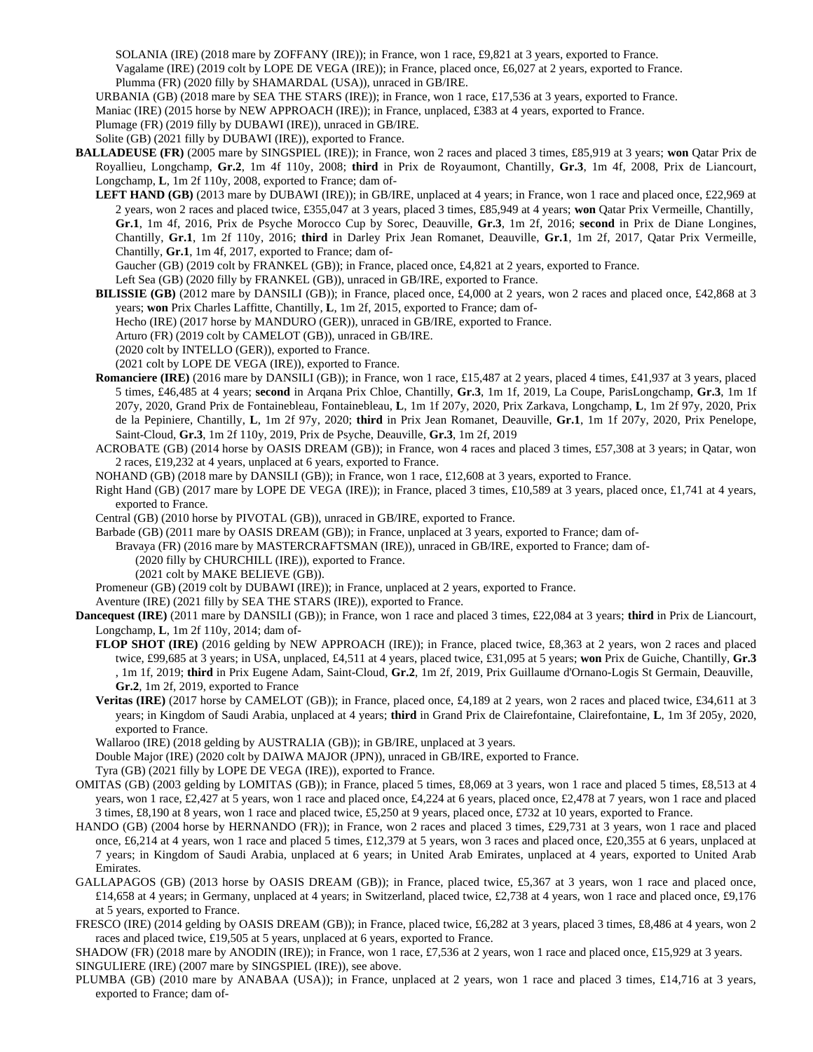SOLANIA (IRE) (2018 mare by ZOFFANY (IRE)); in France, won 1 race, £9,821 at 3 years, exported to France.

Vagalame (IRE) (2019 colt by LOPE DE VEGA (IRE)); in France, placed once, £6,027 at 2 years, exported to France.

Plumma (FR) (2020 filly by SHAMARDAL (USA)), unraced in GB/IRE.

URBANIA (GB) (2018 mare by SEA THE STARS (IRE)); in France, won 1 race, £17,536 at 3 years, exported to France.

Maniac (IRE) (2015 horse by NEW APPROACH (IRE)); in France, unplaced, £383 at 4 years, exported to France.

Plumage (FR) (2019 filly by DUBAWI (IRE)), unraced in GB/IRE.

Solite (GB) (2021 filly by DUBAWI (IRE)), exported to France.

**BALLADEUSE (FR)** (2005 mare by SINGSPIEL (IRE)); in France, won 2 races and placed 3 times, £85,919 at 3 years; **won** Qatar Prix de Royallieu, Longchamp, **Gr.2**, 1m 4f 110y, 2008; **third** in Prix de Royaumont, Chantilly, **Gr.3**, 1m 4f, 2008, Prix de Liancourt, Longchamp, **L**, 1m 2f 110y, 2008, exported to France; dam of-

**LEFT HAND (GB)** (2013 mare by DUBAWI (IRE)); in GB/IRE, unplaced at 4 years; in France, won 1 race and placed once, £22,969 at 2 years, won 2 races and placed twice, £355,047 at 3 years, placed 3 times, £85,949 at 4 years; **won** Qatar Prix Vermeille, Chantilly, **Gr.1**, 1m 4f, 2016, Prix de Psyche Morocco Cup by Sorec, Deauville, **Gr.3**, 1m 2f, 2016; **second** in Prix de Diane Longines, Chantilly, **Gr.1**, 1m 2f 110y, 2016; **third** in Darley Prix Jean Romanet, Deauville, **Gr.1**, 1m 2f, 2017, Qatar Prix Vermeille, Chantilly, **Gr.1**, 1m 4f, 2017, exported to France; dam of-

Gaucher (GB) (2019 colt by FRANKEL (GB)); in France, placed once, £4,821 at 2 years, exported to France.

Left Sea (GB) (2020 filly by FRANKEL (GB)), unraced in GB/IRE, exported to France.

**BILISSIE (GB)** (2012 mare by DANSILI (GB)); in France, placed once, £4,000 at 2 years, won 2 races and placed once, £42,868 at 3 years; **won** Prix Charles Laffitte, Chantilly, **L**, 1m 2f, 2015, exported to France; dam of-

Hecho (IRE) (2017 horse by MANDURO (GER)), unraced in GB/IRE, exported to France.

Arturo (FR) (2019 colt by CAMELOT (GB)), unraced in GB/IRE.

(2020 colt by INTELLO (GER)), exported to France.

(2021 colt by LOPE DE VEGA (IRE)), exported to France.

**Romanciere (IRE)** (2016 mare by DANSILI (GB)); in France, won 1 race, £15,487 at 2 years, placed 4 times, £41,937 at 3 years, placed 5 times, £46,485 at 4 years; **second** in Arqana Prix Chloe, Chantilly, **Gr.3**, 1m 1f, 2019, La Coupe, ParisLongchamp, **Gr.3**, 1m 1f 207y, 2020, Grand Prix de Fontainebleau, Fontainebleau, **L**, 1m 1f 207y, 2020, Prix Zarkava, Longchamp, **L**, 1m 2f 97y, 2020, Prix de la Pepiniere, Chantilly, **L**, 1m 2f 97y, 2020; **third** in Prix Jean Romanet, Deauville, **Gr.1**, 1m 1f 207y, 2020, Prix Penelope, Saint-Cloud, **Gr.3**, 1m 2f 110y, 2019, Prix de Psyche, Deauville, **Gr.3**, 1m 2f, 2019

ACROBATE (GB) (2014 horse by OASIS DREAM (GB)); in France, won 4 races and placed 3 times, £57,308 at 3 years; in Qatar, won 2 races, £19,232 at 4 years, unplaced at 6 years, exported to France.

NOHAND (GB) (2018 mare by DANSILI (GB)); in France, won 1 race, £12,608 at 3 years, exported to France.

Right Hand (GB) (2017 mare by LOPE DE VEGA (IRE)); in France, placed 3 times, £10,589 at 3 years, placed once, £1,741 at 4 years, exported to France.

Central (GB) (2010 horse by PIVOTAL (GB)), unraced in GB/IRE, exported to France.

Barbade (GB) (2011 mare by OASIS DREAM (GB)); in France, unplaced at 3 years, exported to France; dam of-

Bravaya (FR) (2016 mare by MASTERCRAFTSMAN (IRE)), unraced in GB/IRE, exported to France; dam of-

(2020 filly by CHURCHILL (IRE)), exported to France.

(2021 colt by MAKE BELIEVE (GB)).

Promeneur (GB) (2019 colt by DUBAWI (IRE)); in France, unplaced at 2 years, exported to France.

Aventure (IRE) (2021 filly by SEA THE STARS (IRE)), exported to France.

**Dancequest (IRE)** (2011 mare by DANSILI (GB)); in France, won 1 race and placed 3 times, £22,084 at 3 years; **third** in Prix de Liancourt, Longchamp, **L**, 1m 2f 110y, 2014; dam of-

**FLOP SHOT (IRE)** (2016 gelding by NEW APPROACH (IRE)); in France, placed twice, £8,363 at 2 years, won 2 races and placed twice, £99,685 at 3 years; in USA, unplaced, £4,511 at 4 years, placed twice, £31,095 at 5 years; **won** Prix de Guiche, Chantilly, **Gr.3** , 1m 1f, 2019; **third** in Prix Eugene Adam, Saint-Cloud, **Gr.2**, 1m 2f, 2019, Prix Guillaume d'Ornano-Logis St Germain, Deauville, **Gr.2**, 1m 2f, 2019, exported to France

**Veritas (IRE)** (2017 horse by CAMELOT (GB)); in France, placed once, £4,189 at 2 years, won 2 races and placed twice, £34,611 at 3 years; in Kingdom of Saudi Arabia, unplaced at 4 years; **third** in Grand Prix de Clairefontaine, Clairefontaine, **L**, 1m 3f 205y, 2020, exported to France.

Wallaroo (IRE) (2018 gelding by AUSTRALIA (GB)); in GB/IRE, unplaced at 3 years.

Double Major (IRE) (2020 colt by DAIWA MAJOR (JPN)), unraced in GB/IRE, exported to France.

Tyra (GB) (2021 filly by LOPE DE VEGA (IRE)), exported to France.

OMITAS (GB) (2003 gelding by LOMITAS (GB)); in France, placed 5 times, £8,069 at 3 years, won 1 race and placed 5 times, £8,513 at 4 years, won 1 race, £2,427 at 5 years, won 1 race and placed once, £4,224 at 6 years, placed once, £2,478 at 7 years, won 1 race and placed 3 times, £8,190 at 8 years, won 1 race and placed twice, £5,250 at 9 years, placed once, £732 at 10 years, exported to France.

HANDO (GB) (2004 horse by HERNANDO (FR)); in France, won 2 races and placed 3 times, £29,731 at 3 years, won 1 race and placed once, £6,214 at 4 years, won 1 race and placed 5 times, £12,379 at 5 years, won 3 races and placed once, £20,355 at 6 years, unplaced at 7 years; in Kingdom of Saudi Arabia, unplaced at 6 years; in United Arab Emirates, unplaced at 4 years, exported to United Arab Emirates.

GALLAPAGOS (GB) (2013 horse by OASIS DREAM (GB)); in France, placed twice, £5,367 at 3 years, won 1 race and placed once, £14,658 at 4 years; in Germany, unplaced at 4 years; in Switzerland, placed twice, £2,738 at 4 years, won 1 race and placed once, £9,176 at 5 years, exported to France.

FRESCO (IRE) (2014 gelding by OASIS DREAM (GB)); in France, placed twice, £6,282 at 3 years, placed 3 times, £8,486 at 4 years, won 2 races and placed twice, £19,505 at 5 years, unplaced at 6 years, exported to France.

SHADOW (FR) (2018 mare by ANODIN (IRE)); in France, won 1 race, £7,536 at 2 years, won 1 race and placed once, £15,929 at 3 years.

SINGULIERE (IRE) (2007 mare by SINGSPIEL (IRE)), see above.

PLUMBA (GB) (2010 mare by ANABAA (USA)); in France, unplaced at 2 years, won 1 race and placed 3 times, £14,716 at 3 years, exported to France; dam of-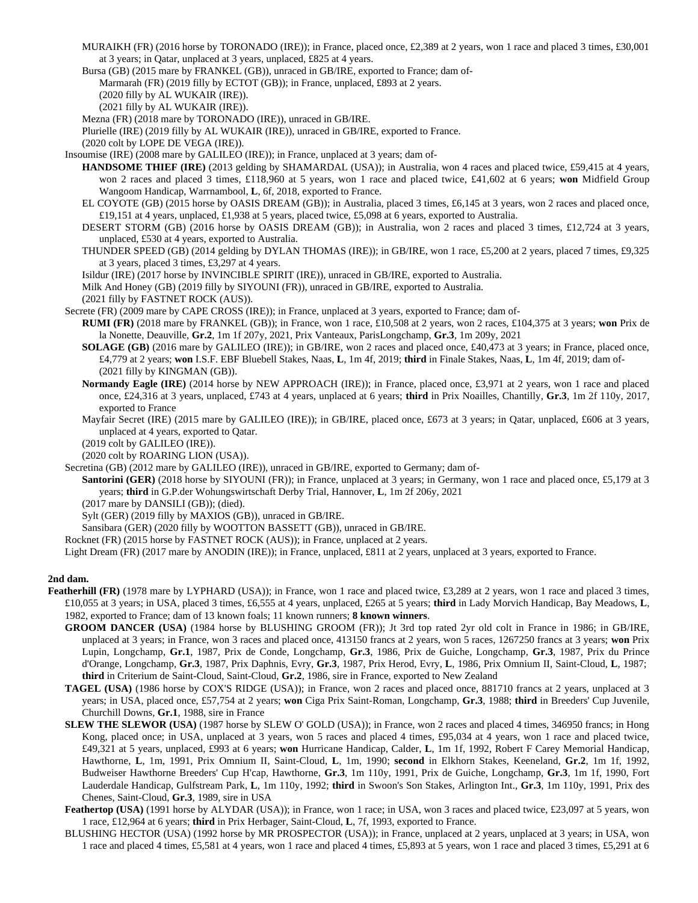MURAIKH (FR) (2016 horse by TORONADO (IRE)); in France, placed once, £2,389 at 2 years, won 1 race and placed 3 times, £30,001 at 3 years; in Qatar, unplaced at 3 years, unplaced, £825 at 4 years.

Bursa (GB) (2015 mare by FRANKEL (GB)), unraced in GB/IRE, exported to France; dam of-

Marmarah (FR) (2019 filly by ECTOT (GB)); in France, unplaced, £893 at 2 years.

(2020 filly by AL WUKAIR (IRE)).

(2021 filly by AL WUKAIR (IRE)).

Mezna (FR) (2018 mare by TORONADO (IRE)), unraced in GB/IRE.

Plurielle (IRE) (2019 filly by AL WUKAIR (IRE)), unraced in GB/IRE, exported to France.

(2020 colt by LOPE DE VEGA (IRE)).

Insoumise (IRE) (2008 mare by GALILEO (IRE)); in France, unplaced at 3 years; dam of-

**HANDSOME THIEF (IRE)** (2013 gelding by SHAMARDAL (USA)); in Australia, won 4 races and placed twice, £59,415 at 4 years, won 2 races and placed 3 times, £118,960 at 5 years, won 1 race and placed twice, £41,602 at 6 years; **won** Midfield Group Wangoom Handicap, Warrnambool, **L**, 6f, 2018, exported to France.

EL COYOTE (GB) (2015 horse by OASIS DREAM (GB)); in Australia, placed 3 times, £6,145 at 3 years, won 2 races and placed once, £19,151 at 4 years, unplaced, £1,938 at 5 years, placed twice, £5,098 at 6 years, exported to Australia.

DESERT STORM (GB) (2016 horse by OASIS DREAM (GB)); in Australia, won 2 races and placed 3 times, £12,724 at 3 years, unplaced, £530 at 4 years, exported to Australia.

THUNDER SPEED (GB) (2014 gelding by DYLAN THOMAS (IRE)); in GB/IRE, won 1 race, £5,200 at 2 years, placed 7 times, £9,325 at 3 years, placed 3 times, £3,297 at 4 years.

Isildur (IRE) (2017 horse by INVINCIBLE SPIRIT (IRE)), unraced in GB/IRE, exported to Australia.

Milk And Honey (GB) (2019 filly by SIYOUNI (FR)), unraced in GB/IRE, exported to Australia.

(2021 filly by FASTNET ROCK (AUS)).

Secrete (FR) (2009 mare by CAPE CROSS (IRE)); in France, unplaced at 3 years, exported to France; dam of-

**RUMI (FR)** (2018 mare by FRANKEL (GB)); in France, won 1 race, £10,508 at 2 years, won 2 races, £104,375 at 3 years; **won** Prix de la Nonette, Deauville, **Gr.2**, 1m 1f 207y, 2021, Prix Vanteaux, ParisLongchamp, **Gr.3**, 1m 209y, 2021

**SOLAGE (GB)** (2016 mare by GALILEO (IRE)); in GB/IRE, won 2 races and placed once, £40,473 at 3 years; in France, placed once, £4,779 at 2 years; **won** I.S.F. EBF Bluebell Stakes, Naas, **L**, 1m 4f, 2019; **third** in Finale Stakes, Naas, **L**, 1m 4f, 2019; dam of-

(2021 filly by KINGMAN (GB)).

**Normandy Eagle (IRE)** (2014 horse by NEW APPROACH (IRE)); in France, placed once, £3,971 at 2 years, won 1 race and placed once, £24,316 at 3 years, unplaced, £743 at 4 years, unplaced at 6 years; **third** in Prix Noailles, Chantilly, **Gr.3**, 1m 2f 110y, 2017, exported to France

Mayfair Secret (IRE) (2015 mare by GALILEO (IRE)); in GB/IRE, placed once, £673 at 3 years; in Qatar, unplaced, £606 at 3 years, unplaced at 4 years, exported to Qatar.

(2019 colt by GALILEO (IRE)).

(2020 colt by ROARING LION (USA)).

Secretina (GB) (2012 mare by GALILEO (IRE)), unraced in GB/IRE, exported to Germany; dam of-

**Santorini (GER)** (2018 horse by SIYOUNI (FR)); in France, unplaced at 3 years; in Germany, won 1 race and placed once, £5,179 at 3 years; **third** in G.P.der Wohungswirtschaft Derby Trial, Hannover, **L**, 1m 2f 206y, 2021

(2017 mare by DANSILI (GB)); (died).

Sylt (GER) (2019 filly by MAXIOS (GB)), unraced in GB/IRE.

Sansibara (GER) (2020 filly by WOOTTON BASSETT (GB)), unraced in GB/IRE.

Rocknet (FR) (2015 horse by FASTNET ROCK (AUS)); in France, unplaced at 2 years.

Light Dream (FR) (2017 mare by ANODIN (IRE)); in France, unplaced, £811 at 2 years, unplaced at 3 years, exported to France.

**2nd dam.**

**Featherhill (FR)** (1978 mare by LYPHARD (USA)); in France, won 1 race and placed twice, £3,289 at 2 years, won 1 race and placed 3 times, £10,055 at 3 years; in USA, placed 3 times, £6,555 at 4 years, unplaced, £265 at 5 years; **third** in Lady Morvich Handicap, Bay Meadows, **L**, 1982, exported to France; dam of 13 known foals; 11 known runners; **8 known winners**.

**GROOM DANCER (USA)** (1984 horse by BLUSHING GROOM (FR)); Jt 3rd top rated 2yr old colt in France in 1986; in GB/IRE, unplaced at 3 years; in France, won 3 races and placed once, 413150 francs at 2 years, won 5 races, 1267250 francs at 3 years; **won** Prix Lupin, Longchamp, **Gr.1**, 1987, Prix de Conde, Longchamp, **Gr.3**, 1986, Prix de Guiche, Longchamp, **Gr.3**, 1987, Prix du Prince d'Orange, Longchamp, **Gr.3**, 1987, Prix Daphnis, Evry, **Gr.3**, 1987, Prix Herod, Evry, **L**, 1986, Prix Omnium II, Saint-Cloud, **L**, 1987; **third** in Criterium de Saint-Cloud, Saint-Cloud, **Gr.2**, 1986, sire in France, exported to New Zealand

**TAGEL (USA)** (1986 horse by COX'S RIDGE (USA)); in France, won 2 races and placed once, 881710 francs at 2 years, unplaced at 3 years; in USA, placed once, £57,754 at 2 years; **won** Ciga Prix Saint-Roman, Longchamp, **Gr.3**, 1988; **third** in Breeders' Cup Juvenile, Churchill Downs, **Gr.1**, 1988, sire in France

**SLEW THE SLEWOR (USA)** (1987 horse by SLEW O' GOLD (USA)); in France, won 2 races and placed 4 times, 346950 francs; in Hong Kong, placed once; in USA, unplaced at 3 years, won 5 races and placed 4 times, £95,034 at 4 years, won 1 race and placed twice, £49,321 at 5 years, unplaced, £993 at 6 years; **won** Hurricane Handicap, Calder, **L**, 1m 1f, 1992, Robert F Carey Memorial Handicap, Hawthorne, **L**, 1m, 1991, Prix Omnium II, Saint-Cloud, **L**, 1m, 1990; **second** in Elkhorn Stakes, Keeneland, **Gr.2**, 1m 1f, 1992, Budweiser Hawthorne Breeders' Cup H'cap, Hawthorne, **Gr.3**, 1m 110y, 1991, Prix de Guiche, Longchamp, **Gr.3**, 1m 1f, 1990, Fort Lauderdale Handicap, Gulfstream Park, **L**, 1m 110y, 1992; **third** in Swoon's Son Stakes, Arlington Int., **Gr.3**, 1m 110y, 1991, Prix des Chenes, Saint-Cloud, **Gr.3**, 1989, sire in USA

**Feathertop (USA)** (1991 horse by ALYDAR (USA)); in France, won 1 race; in USA, won 3 races and placed twice, £23,097 at 5 years, won 1 race, £12,964 at 6 years; **third** in Prix Herbager, Saint-Cloud, **L**, 7f, 1993, exported to France.

BLUSHING HECTOR (USA) (1992 horse by MR PROSPECTOR (USA)); in France, unplaced at 2 years, unplaced at 3 years; in USA, won 1 race and placed 4 times, £5,581 at 4 years, won 1 race and placed 4 times, £5,893 at 5 years, won 1 race and placed 3 times, £5,291 at 6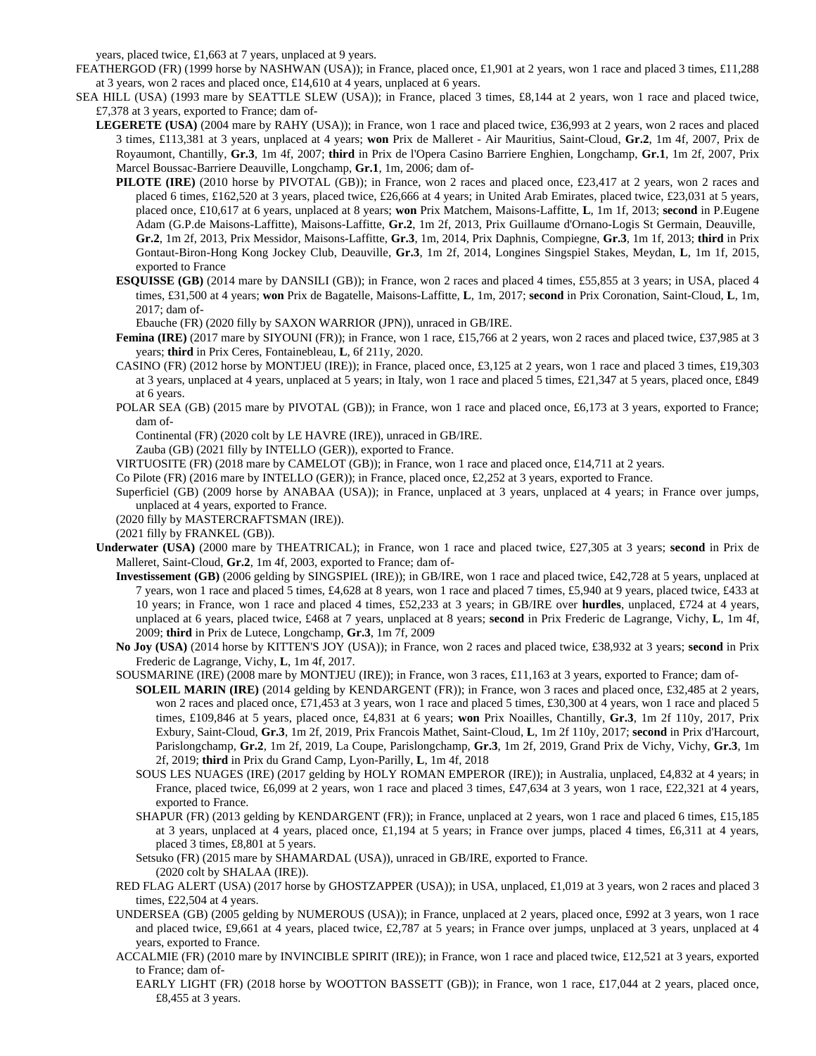years, placed twice, £1,663 at 7 years, unplaced at 9 years.

FEATHERGOD (FR) (1999 horse by NASHWAN (USA)); in France, placed once, £1,901 at 2 years, won 1 race and placed 3 times, £11,288 at 3 years, won 2 races and placed once, £14,610 at 4 years, unplaced at 6 years.

SEA HILL (USA) (1993 mare by SEATTLE SLEW (USA)); in France, placed 3 times, £8,144 at 2 years, won 1 race and placed twice, £7,378 at 3 years, exported to France; dam of-

**LEGERETE (USA)** (2004 mare by RAHY (USA)); in France, won 1 race and placed twice, £36,993 at 2 years, won 2 races and placed 3 times, £113,381 at 3 years, unplaced at 4 years; **won** Prix de Malleret - Air Mauritius, Saint-Cloud, **Gr.2**, 1m 4f, 2007, Prix de Royaumont, Chantilly, **Gr.3**, 1m 4f, 2007; **third** in Prix de l'Opera Casino Barriere Enghien, Longchamp, **Gr.1**, 1m 2f, 2007, Prix Marcel Boussac-Barriere Deauville, Longchamp, **Gr.1**, 1m, 2006; dam of-

**PILOTE (IRE)** (2010 horse by PIVOTAL (GB)); in France, won 2 races and placed once, £23,417 at 2 years, won 2 races and placed 6 times, £162,520 at 3 years, placed twice, £26,666 at 4 years; in United Arab Emirates, placed twice, £23,031 at 5 years, placed once, £10,617 at 6 years, unplaced at 8 years; **won** Prix Matchem, Maisons-Laffitte, **L**, 1m 1f, 2013; **second** in P.Eugene Adam (G.P.de Maisons-Laffitte), Maisons-Laffitte, **Gr.2**, 1m 2f, 2013, Prix Guillaume d'Ornano-Logis St Germain, Deauville, **Gr.2**, 1m 2f, 2013, Prix Messidor, Maisons-Laffitte, **Gr.3**, 1m, 2014, Prix Daphnis, Compiegne, **Gr.3**, 1m 1f, 2013; **third** in Prix Gontaut-Biron-Hong Kong Jockey Club, Deauville, **Gr.3**, 1m 2f, 2014, Longines Singspiel Stakes, Meydan, **L**, 1m 1f, 2015, exported to France

**ESQUISSE (GB)** (2014 mare by DANSILI (GB)); in France, won 2 races and placed 4 times, £55,855 at 3 years; in USA, placed 4 times, £31,500 at 4 years; **won** Prix de Bagatelle, Maisons-Laffitte, **L**, 1m, 2017; **second** in Prix Coronation, Saint-Cloud, **L**, 1m, 2017; dam of-

Ebauche (FR) (2020 filly by SAXON WARRIOR (JPN)), unraced in GB/IRE.

**Femina (IRE)** (2017 mare by SIYOUNI (FR)); in France, won 1 race, £15,766 at 2 years, won 2 races and placed twice, £37,985 at 3 years; **third** in Prix Ceres, Fontainebleau, **L**, 6f 211y, 2020.

CASINO (FR) (2012 horse by MONTJEU (IRE)); in France, placed once, £3,125 at 2 years, won 1 race and placed 3 times, £19,303 at 3 years, unplaced at 4 years, unplaced at 5 years; in Italy, won 1 race and placed 5 times, £21,347 at 5 years, placed once, £849 at 6 years.

POLAR SEA (GB) (2015 mare by PIVOTAL (GB)); in France, won 1 race and placed once, £6,173 at 3 years, exported to France; dam of-

Continental (FR) (2020 colt by LE HAVRE (IRE)), unraced in GB/IRE.

Zauba (GB) (2021 filly by INTELLO (GER)), exported to France.

VIRTUOSITE (FR) (2018 mare by CAMELOT (GB)); in France, won 1 race and placed once, £14,711 at 2 years.

Co Pilote (FR) (2016 mare by INTELLO (GER)); in France, placed once, £2,252 at 3 years, exported to France.

Superficiel (GB) (2009 horse by ANABAA (USA)); in France, unplaced at 3 years, unplaced at 4 years; in France over jumps, unplaced at 4 years, exported to France.

(2020 filly by MASTERCRAFTSMAN (IRE)).

(2021 filly by FRANKEL (GB)).

**Underwater (USA)** (2000 mare by THEATRICAL); in France, won 1 race and placed twice, £27,305 at 3 years; **second** in Prix de Malleret, Saint-Cloud, **Gr.2**, 1m 4f, 2003, exported to France; dam of-

**Investissement (GB)** (2006 gelding by SINGSPIEL (IRE)); in GB/IRE, won 1 race and placed twice, £42,728 at 5 years, unplaced at 7 years, won 1 race and placed 5 times, £4,628 at 8 years, won 1 race and placed 7 times, £5,940 at 9 years, placed twice, £433 at 10 years; in France, won 1 race and placed 4 times, £52,233 at 3 years; in GB/IRE over **hurdles**, unplaced, £724 at 4 years, unplaced at 6 years, placed twice, £468 at 7 years, unplaced at 8 years; **second** in Prix Frederic de Lagrange, Vichy, **L**, 1m 4f, 2009; **third** in Prix de Lutece, Longchamp, **Gr.3**, 1m 7f, 2009

**No Joy (USA)** (2014 horse by KITTEN'S JOY (USA)); in France, won 2 races and placed twice, £38,932 at 3 years; **second** in Prix Frederic de Lagrange, Vichy, **L**, 1m 4f, 2017.

SOUSMARINE (IRE) (2008 mare by MONTJEU (IRE)); in France, won 3 races, £11,163 at 3 years, exported to France; dam of-

**SOLEIL MARIN (IRE)** (2014 gelding by KENDARGENT (FR)); in France, won 3 races and placed once, £32,485 at 2 years, won 2 races and placed once, £71,453 at 3 years, won 1 race and placed 5 times, £30,300 at 4 years, won 1 race and placed 5 times, £109,846 at 5 years, placed once, £4,831 at 6 years; **won** Prix Noailles, Chantilly, **Gr.3**, 1m 2f 110y, 2017, Prix Exbury, Saint-Cloud, **Gr.3**, 1m 2f, 2019, Prix Francois Mathet, Saint-Cloud, **L**, 1m 2f 110y, 2017; **second** in Prix d'Harcourt, Parislongchamp, **Gr.2**, 1m 2f, 2019, La Coupe, Parislongchamp, **Gr.3**, 1m 2f, 2019, Grand Prix de Vichy, Vichy, **Gr.3**, 1m 2f, 2019; **third** in Prix du Grand Camp, Lyon-Parilly, **L**, 1m 4f, 2018

SOUS LES NUAGES (IRE) (2017 gelding by HOLY ROMAN EMPEROR (IRE)); in Australia, unplaced, £4,832 at 4 years; in France, placed twice, £6,099 at 2 years, won 1 race and placed 3 times, £47,634 at 3 years, won 1 race, £22,321 at 4 years, exported to France.

SHAPUR (FR) (2013 gelding by KENDARGENT (FR)); in France, unplaced at 2 years, won 1 race and placed 6 times, £15,185 at 3 years, unplaced at 4 years, placed once, £1,194 at 5 years; in France over jumps, placed 4 times, £6,311 at 4 years, placed 3 times, £8,801 at 5 years.

Setsuko (FR) (2015 mare by SHAMARDAL (USA)), unraced in GB/IRE, exported to France.

(2020 colt by SHALAA (IRE)).

RED FLAG ALERT (USA) (2017 horse by GHOSTZAPPER (USA)); in USA, unplaced, £1,019 at 3 years, won 2 races and placed 3 times, £22,504 at 4 years.

UNDERSEA (GB) (2005 gelding by NUMEROUS (USA)); in France, unplaced at 2 years, placed once, £992 at 3 years, won 1 race and placed twice, £9,661 at 4 years, placed twice, £2,787 at 5 years; in France over jumps, unplaced at 3 years, unplaced at 4 years, exported to France.

ACCALMIE (FR) (2010 mare by INVINCIBLE SPIRIT (IRE)); in France, won 1 race and placed twice, £12,521 at 3 years, exported to France; dam of-

EARLY LIGHT (FR) (2018 horse by WOOTTON BASSETT (GB)); in France, won 1 race, £17,044 at 2 years, placed once, £8,455 at 3 years.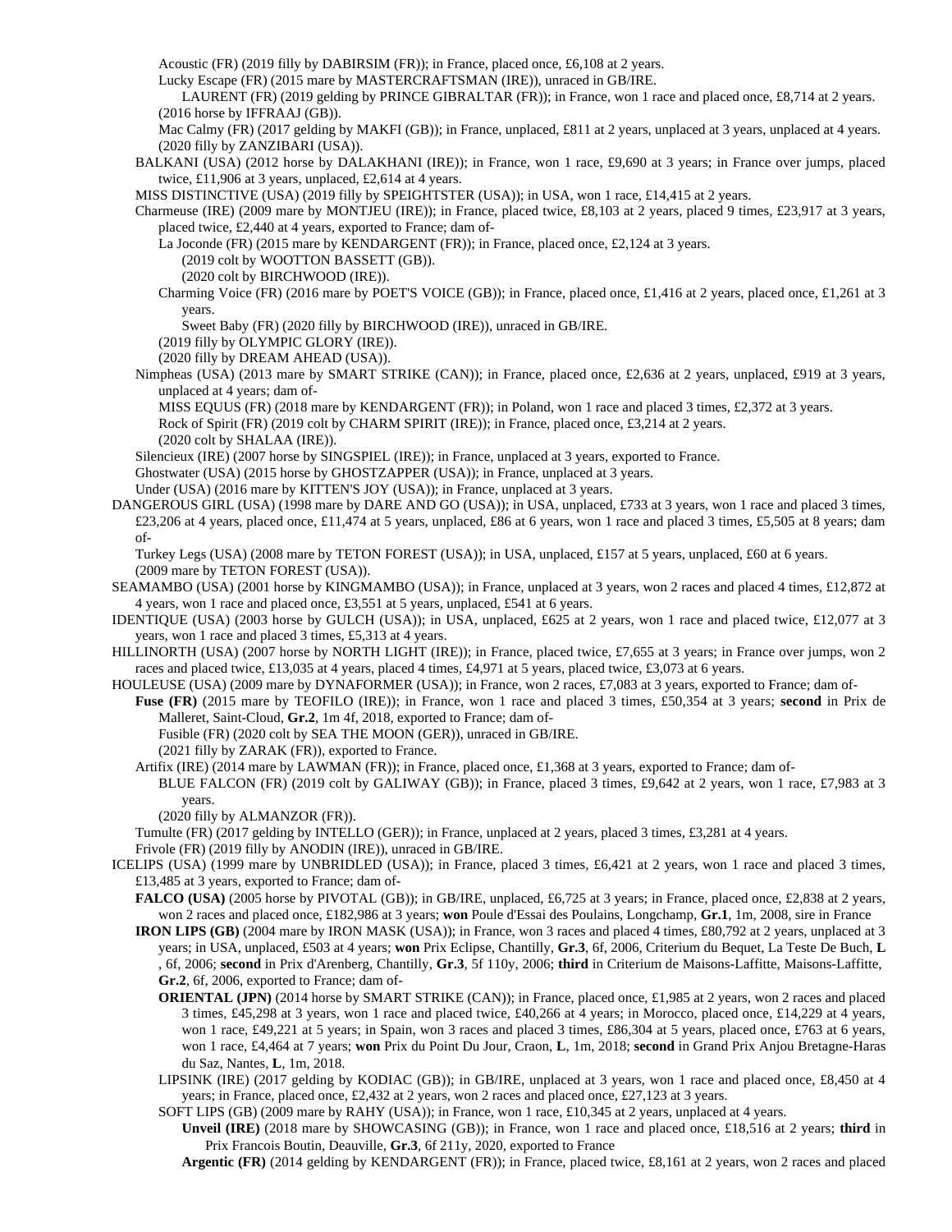Acoustic (FR) (2019 filly by DABIRSIM (FR)); in France, placed once, £6,108 at 2 years.
Lucky Escape (FR) (2015 mare by MASTERCRAFTSMAN (IRE)), unraced in GB/IRE.
LAURENT (FR) (2019 gelding by PRINCE GIBRALTAR (FR)); in France, won 1 race and placed once, £8,714 at 2 years.
(2016 horse by IFFRAAJ (GB)).
Mac Calmy (FR) (2017 gelding by MAKFI (GB)); in France, unplaced, £811 at 2 years, unplaced at 3 years, unplaced at 4 years.
(2020 filly by ZANZIBARI (USA)).
BALKANI (USA) (2012 horse by DALAKHANI (IRE)); in France, won 1 race, £9,690 at 3 years; in France over jumps, placed twice, £11,906 at 3 years, unplaced, £2,614 at 4 years.
MISS DISTINCTIVE (USA) (2019 filly by SPEIGHTSTER (USA)); in USA, won 1 race, £14,415 at 2 years.
Charmeuse (IRE) (2009 mare by MONTJEU (IRE)); in France, placed twice, £8,103 at 2 years, placed 9 times, £23,917 at 3 years, placed twice, £2,440 at 4 years, exported to France; dam of-
La Joconde (FR) (2015 mare by KENDARGENT (FR)); in France, placed once, £2,124 at 3 years.
(2019 colt by WOOTTON BASSETT (GB)).
(2020 colt by BIRCHWOOD (IRE)).
Charming Voice (FR) (2016 mare by POET'S VOICE (GB)); in France, placed once, £1,416 at 2 years, placed once, £1,261 at 3 years.
Sweet Baby (FR) (2020 filly by BIRCHWOOD (IRE)), unraced in GB/IRE.
(2019 filly by OLYMPIC GLORY (IRE)).
(2020 filly by DREAM AHEAD (USA)).
Nimpheas (USA) (2013 mare by SMART STRIKE (CAN)); in France, placed once, £2,636 at 2 years, unplaced, £919 at 3 years, unplaced at 4 years; dam of-
MISS EQUUS (FR) (2018 mare by KENDARGENT (FR)); in Poland, won 1 race and placed 3 times, £2,372 at 3 years.
Rock of Spirit (FR) (2019 colt by CHARM SPIRIT (IRE)); in France, placed once, £3,214 at 2 years.
(2020 colt by SHALAA (IRE)).
Silencieux (IRE) (2007 horse by SINGSPIEL (IRE)); in France, unplaced at 3 years, exported to France.
Ghostwater (USA) (2015 horse by GHOSTZAPPER (USA)); in France, unplaced at 3 years.
Under (USA) (2016 mare by KITTEN'S JOY (USA)); in France, unplaced at 3 years.
DANGEROUS GIRL (USA) (1998 mare by DARE AND GO (USA)); in USA, unplaced, £733 at 3 years, won 1 race and placed 3 times, £23,206 at 4 years, placed once, £11,474 at 5 years, unplaced, £86 at 6 years, won 1 race and placed 3 times, £5,505 at 8 years; dam of-
Turkey Legs (USA) (2008 mare by TETON FOREST (USA)); in USA, unplaced, £157 at 5 years, unplaced, £60 at 6 years.
(2009 mare by TETON FOREST (USA)).
SEAMAMBO (USA) (2001 horse by KINGMAMBO (USA)); in France, unplaced at 3 years, won 2 races and placed 4 times, £12,872 at 4 years, won 1 race and placed once, £3,551 at 5 years, unplaced, £541 at 6 years.
IDENTIQUE (USA) (2003 horse by GULCH (USA)); in USA, unplaced, £625 at 2 years, won 1 race and placed twice, £12,077 at 3 years, won 1 race and placed 3 times, £5,313 at 4 years.
HILLINORTH (USA) (2007 horse by NORTH LIGHT (IRE)); in France, placed twice, £7,655 at 3 years; in France over jumps, won 2 races and placed twice, £13,035 at 4 years, placed 4 times, £4,971 at 5 years, placed twice, £3,073 at 6 years.
HOULEUSE (USA) (2009 mare by DYNAFORMER (USA)); in France, won 2 races, £7,083 at 3 years, exported to France; dam of-
**Fuse (FR)** (2015 mare by TEOFILO (IRE)); in France, won 1 race and placed 3 times, £50,354 at 3 years; **second** in Prix de Malleret, Saint-Cloud, **Gr.2**, 1m 4f, 2018, exported to France; dam of-
Fusible (FR) (2020 colt by SEA THE MOON (GER)), unraced in GB/IRE.
(2021 filly by ZARAK (FR)), exported to France.
Artifix (IRE) (2014 mare by LAWMAN (FR)); in France, placed once, £1,368 at 3 years, exported to France; dam of-
BLUE FALCON (FR) (2019 colt by GALIWAY (GB)); in France, placed 3 times, £9,642 at 2 years, won 1 race, £7,983 at 3 years.
(2020 filly by ALMANZOR (FR)).
Tumulte (FR) (2017 gelding by INTELLO (GER)); in France, unplaced at 2 years, placed 3 times, £3,281 at 4 years.
Frivole (FR) (2019 filly by ANODIN (IRE)), unraced in GB/IRE.
ICELIPS (USA) (1999 mare by UNBRIDLED (USA)); in France, placed 3 times, £6,421 at 2 years, won 1 race and placed 3 times, £13,485 at 3 years, exported to France; dam of-
**FALCO (USA)** (2005 horse by PIVOTAL (GB)); in GB/IRE, unplaced, £6,725 at 3 years; in France, placed once, £2,838 at 2 years, won 2 races and placed once, £182,986 at 3 years; **won** Poule d'Essai des Poulains, Longchamp, **Gr.1**, 1m, 2008, sire in France
**IRON LIPS (GB)** (2004 mare by IRON MASK (USA)); in France, won 3 races and placed 4 times, £80,792 at 2 years, unplaced at 3 years; in USA, unplaced, £503 at 4 years; **won** Prix Eclipse, Chantilly, **Gr.3**, 6f, 2006, Criterium du Bequet, La Teste De Buch, **L**, 6f, 2006; **second** in Prix d'Arenberg, Chantilly, **Gr.3**, 5f 110y, 2006; **third** in Criterium de Maisons-Laffitte, Maisons-Laffitte, **Gr.2**, 6f, 2006, exported to France; dam of-
**ORIENTAL (JPN)** (2014 horse by SMART STRIKE (CAN)); in France, placed once, £1,985 at 2 years, won 2 races and placed 3 times, £45,298 at 3 years, won 1 race and placed twice, £40,266 at 4 years; in Morocco, placed once, £14,229 at 4 years, won 1 race, £49,221 at 5 years; in Spain, won 3 races and placed 3 times, £86,304 at 5 years, placed once, £763 at 6 years, won 1 race, £4,464 at 7 years; **won** Prix du Point Du Jour, Craon, **L**, 1m, 2018; **second** in Grand Prix Anjou Bretagne-Haras du Saz, Nantes, **L**, 1m, 2018.
LIPSINK (IRE) (2017 gelding by KODIAC (GB)); in GB/IRE, unplaced at 3 years, won 1 race and placed once, £8,450 at 4 years; in France, placed once, £2,432 at 2 years, won 2 races and placed once, £27,123 at 3 years.
SOFT LIPS (GB) (2009 mare by RAHY (USA)); in France, won 1 race, £10,345 at 2 years, unplaced at 4 years.
**Unveil (IRE)** (2018 mare by SHOWCASING (GB)); in France, won 1 race and placed once, £18,516 at 2 years; **third** in Prix Francois Boutin, Deauville, **Gr.3**, 6f 211y, 2020, exported to France
**Argentic (FR)** (2014 gelding by KENDARGENT (FR)); in France, placed twice, £8,161 at 2 years, won 2 races and placed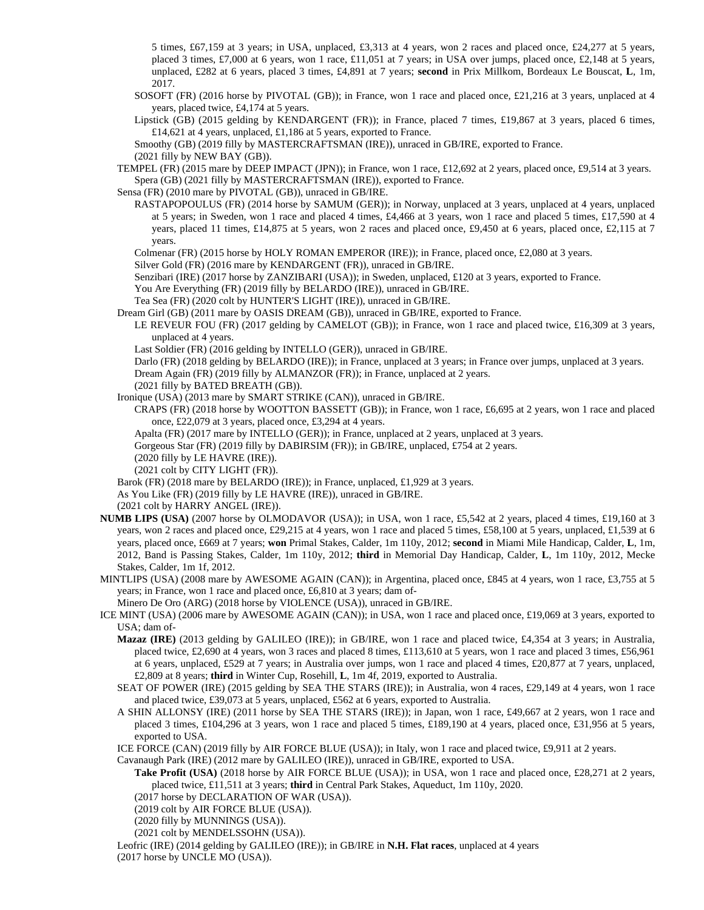5 times, £67,159 at 3 years; in USA, unplaced, £3,313 at 4 years, won 2 races and placed once, £24,277 at 5 years, placed 3 times, £7,000 at 6 years, won 1 race, £11,051 at 7 years; in USA over jumps, placed once, £2,148 at 5 years, unplaced, £282 at 6 years, placed 3 times, £4,891 at 7 years; **second** in Prix Millkom, Bordeaux Le Bouscat, **L**, 1m, 2017.

SOSOFT (FR) (2016 horse by PIVOTAL (GB)); in France, won 1 race and placed once, £21,216 at 3 years, unplaced at 4 years, placed twice, £4,174 at 5 years.

Lipstick (GB) (2015 gelding by KENDARGENT (FR)); in France, placed 7 times, £19,867 at 3 years, placed 6 times, £14,621 at 4 years, unplaced, £1,186 at 5 years, exported to France.

Smoothy (GB) (2019 filly by MASTERCRAFTSMAN (IRE)), unraced in GB/IRE, exported to France.

(2021 filly by NEW BAY (GB)).

TEMPEL (FR) (2015 mare by DEEP IMPACT (JPN)); in France, won 1 race, £12,692 at 2 years, placed once, £9,514 at 3 years.

Spera (GB) (2021 filly by MASTERCRAFTSMAN (IRE)), exported to France.

Sensa (FR) (2010 mare by PIVOTAL (GB)), unraced in GB/IRE.

RASTAPOPOULUS (FR) (2014 horse by SAMUM (GER)); in Norway, unplaced at 3 years, unplaced at 4 years, unplaced at 5 years; in Sweden, won 1 race and placed 4 times, £4,466 at 3 years, won 1 race and placed 5 times, £17,590 at 4 years, placed 11 times, £14,875 at 5 years, won 2 races and placed once, £9,450 at 6 years, placed once, £2,115 at 7 years.

Colmenar (FR) (2015 horse by HOLY ROMAN EMPEROR (IRE)); in France, placed once, £2,080 at 3 years.

Silver Gold (FR) (2016 mare by KENDARGENT (FR)), unraced in GB/IRE.

Senzibari (IRE) (2017 horse by ZANZIBARI (USA)); in Sweden, unplaced, £120 at 3 years, exported to France.

You Are Everything (FR) (2019 filly by BELARDO (IRE)), unraced in GB/IRE.

Tea Sea (FR) (2020 colt by HUNTER'S LIGHT (IRE)), unraced in GB/IRE.

Dream Girl (GB) (2011 mare by OASIS DREAM (GB)), unraced in GB/IRE, exported to France.

LE REVEUR FOU (FR) (2017 gelding by CAMELOT (GB)); in France, won 1 race and placed twice, £16,309 at 3 years, unplaced at 4 years.

Last Soldier (FR) (2016 gelding by INTELLO (GER)), unraced in GB/IRE.

Darlo (FR) (2018 gelding by BELARDO (IRE)); in France, unplaced at 3 years; in France over jumps, unplaced at 3 years.

Dream Again (FR) (2019 filly by ALMANZOR (FR)); in France, unplaced at 2 years.

(2021 filly by BATED BREATH (GB)).

Ironique (USA) (2013 mare by SMART STRIKE (CAN)), unraced in GB/IRE.

CRAPS (FR) (2018 horse by WOOTTON BASSETT (GB)); in France, won 1 race, £6,695 at 2 years, won 1 race and placed once, £22,079 at 3 years, placed once, £3,294 at 4 years.

Apalta (FR) (2017 mare by INTELLO (GER)); in France, unplaced at 2 years, unplaced at 3 years.

Gorgeous Star (FR) (2019 filly by DABIRSIM (FR)); in GB/IRE, unplaced, £754 at 2 years.

(2020 filly by LE HAVRE (IRE)).

(2021 colt by CITY LIGHT (FR)).

Barok (FR) (2018 mare by BELARDO (IRE)); in France, unplaced, £1,929 at 3 years.

As You Like (FR) (2019 filly by LE HAVRE (IRE)), unraced in GB/IRE.

(2021 colt by HARRY ANGEL (IRE)).

**NUMB LIPS (USA)** (2007 horse by OLMODAVOR (USA)); in USA, won 1 race, £5,542 at 2 years, placed 4 times, £19,160 at 3 years, won 2 races and placed once, £29,215 at 4 years, won 1 race and placed 5 times, £58,100 at 5 years, unplaced, £1,539 at 6 years, placed once, £669 at 7 years; **won** Primal Stakes, Calder, 1m 110y, 2012; **second** in Miami Mile Handicap, Calder, **L**, 1m, 2012, Band is Passing Stakes, Calder, 1m 110y, 2012; **third** in Memorial Day Handicap, Calder, **L**, 1m 110y, 2012, Mecke Stakes, Calder, 1m 1f, 2012.

MINTLIPS (USA) (2008 mare by AWESOME AGAIN (CAN)); in Argentina, placed once, £845 at 4 years, won 1 race, £3,755 at 5 years; in France, won 1 race and placed once, £6,810 at 3 years; dam of-

Minero De Oro (ARG) (2018 horse by VIOLENCE (USA)), unraced in GB/IRE.

ICE MINT (USA) (2006 mare by AWESOME AGAIN (CAN)); in USA, won 1 race and placed once, £19,069 at 3 years, exported to USA; dam of-

**Mazaz (IRE)** (2013 gelding by GALILEO (IRE)); in GB/IRE, won 1 race and placed twice, £4,354 at 3 years; in Australia, placed twice, £2,690 at 4 years, won 3 races and placed 8 times, £113,610 at 5 years, won 1 race and placed 3 times, £56,961 at 6 years, unplaced, £529 at 7 years; in Australia over jumps, won 1 race and placed 4 times, £20,877 at 7 years, unplaced, £2,809 at 8 years; **third** in Winter Cup, Rosehill, **L**, 1m 4f, 2019, exported to Australia.

SEAT OF POWER (IRE) (2015 gelding by SEA THE STARS (IRE)); in Australia, won 4 races, £29,149 at 4 years, won 1 race and placed twice, £39,073 at 5 years, unplaced, £562 at 6 years, exported to Australia.

A SHIN ALLONSY (IRE) (2011 horse by SEA THE STARS (IRE)); in Japan, won 1 race, £49,667 at 2 years, won 1 race and placed 3 times, £104,296 at 3 years, won 1 race and placed 5 times, £189,190 at 4 years, placed once, £31,956 at 5 years, exported to USA.

ICE FORCE (CAN) (2019 filly by AIR FORCE BLUE (USA)); in Italy, won 1 race and placed twice, £9,911 at 2 years.

Cavanaugh Park (IRE) (2012 mare by GALILEO (IRE)), unraced in GB/IRE, exported to USA.

**Take Profit (USA)** (2018 horse by AIR FORCE BLUE (USA)); in USA, won 1 race and placed once, £28,271 at 2 years, placed twice, £11,511 at 3 years; **third** in Central Park Stakes, Aqueduct, 1m 110y, 2020.

(2017 horse by DECLARATION OF WAR (USA)).

(2019 colt by AIR FORCE BLUE (USA)).

(2020 filly by MUNNINGS (USA)).

(2021 colt by MENDELSSOHN (USA)).

Leofric (IRE) (2014 gelding by GALILEO (IRE)); in GB/IRE in **N.H. Flat races**, unplaced at 4 years

(2017 horse by UNCLE MO (USA)).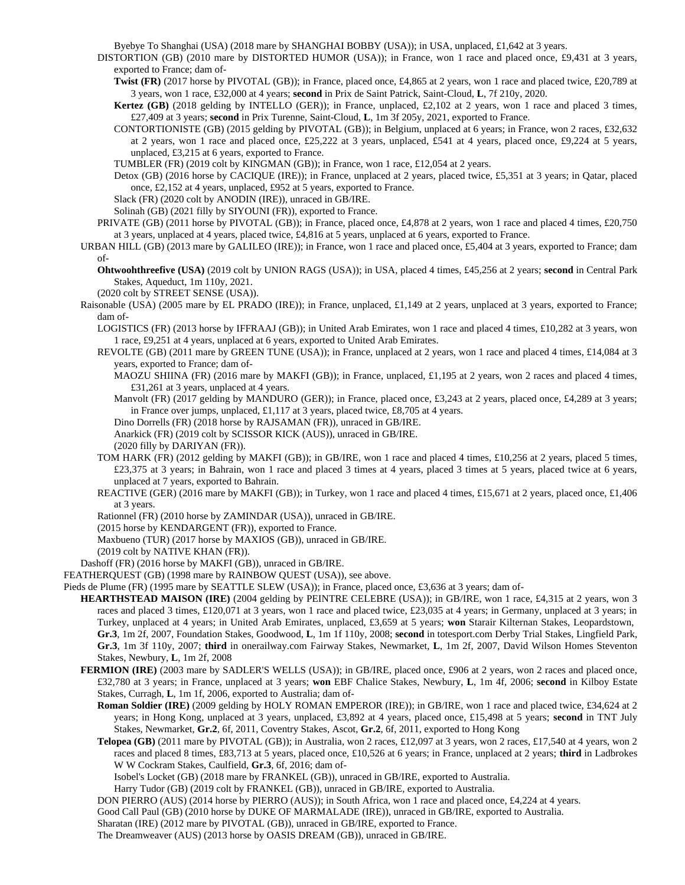Byebye To Shanghai (USA) (2018 mare by SHANGHAI BOBBY (USA)); in USA, unplaced, £1,642 at 3 years.

DISTORTION (GB) (2010 mare by DISTORTED HUMOR (USA)); in France, won 1 race and placed once, £9,431 at 3 years, exported to France; dam of-

**Twist (FR)** (2017 horse by PIVOTAL (GB)); in France, placed once, £4,865 at 2 years, won 1 race and placed twice, £20,789 at 3 years, won 1 race, £32,000 at 4 years; **second** in Prix de Saint Patrick, Saint-Cloud, **L**, 7f 210y, 2020.

**Kertez (GB)** (2018 gelding by INTELLO (GER)); in France, unplaced, £2,102 at 2 years, won 1 race and placed 3 times, £27,409 at 3 years; **second** in Prix Turenne, Saint-Cloud, **L**, 1m 3f 205y, 2021, exported to France.

CONTORTIONISTE (GB) (2015 gelding by PIVOTAL (GB)); in Belgium, unplaced at 6 years; in France, won 2 races, £32,632 at 2 years, won 1 race and placed once, £25,222 at 3 years, unplaced, £541 at 4 years, placed once, £9,224 at 5 years, unplaced, £3,215 at 6 years, exported to France.

TUMBLER (FR) (2019 colt by KINGMAN (GB)); in France, won 1 race, £12,054 at 2 years.

Detox (GB) (2016 horse by CACIQUE (IRE)); in France, unplaced at 2 years, placed twice, £5,351 at 3 years; in Qatar, placed once, £2,152 at 4 years, unplaced, £952 at 5 years, exported to France.

Slack (FR) (2020 colt by ANODIN (IRE)), unraced in GB/IRE.

Solinah (GB) (2021 filly by SIYOUNI (FR)), exported to France.

PRIVATE (GB) (2011 horse by PIVOTAL (GB)); in France, placed once, £4,878 at 2 years, won 1 race and placed 4 times, £20,750 at 3 years, unplaced at 4 years, placed twice, £4,816 at 5 years, unplaced at 6 years, exported to France.

URBAN HILL (GB) (2013 mare by GALILEO (IRE)); in France, won 1 race and placed once, £5,404 at 3 years, exported to France; dam of-

**Ohtwoohthreefive (USA)** (2019 colt by UNION RAGS (USA)); in USA, placed 4 times, £45,256 at 2 years; **second** in Central Park Stakes, Aqueduct, 1m 110y, 2021.

(2020 colt by STREET SENSE (USA)).

Raisonable (USA) (2005 mare by EL PRADO (IRE)); in France, unplaced, £1,149 at 2 years, unplaced at 3 years, exported to France; dam of-

LOGISTICS (FR) (2013 horse by IFFRAAJ (GB)); in United Arab Emirates, won 1 race and placed 4 times, £10,282 at 3 years, won 1 race, £9,251 at 4 years, unplaced at 6 years, exported to United Arab Emirates.

REVOLTE (GB) (2011 mare by GREEN TUNE (USA)); in France, unplaced at 2 years, won 1 race and placed 4 times, £14,084 at 3 years, exported to France; dam of-

MAOZU SHIINA (FR) (2016 mare by MAKFI (GB)); in France, unplaced, £1,195 at 2 years, won 2 races and placed 4 times, £31,261 at 3 years, unplaced at 4 years.

Manvolt (FR) (2017 gelding by MANDURO (GER)); in France, placed once, £3,243 at 2 years, placed once, £4,289 at 3 years; in France over jumps, unplaced, £1,117 at 3 years, placed twice, £8,705 at 4 years.

Dino Dorrells (FR) (2018 horse by RAJSAMAN (FR)), unraced in GB/IRE.

Anarkick (FR) (2019 colt by SCISSOR KICK (AUS)), unraced in GB/IRE.

(2020 filly by DARIYAN (FR)).

TOM HARK (FR) (2012 gelding by MAKFI (GB)); in GB/IRE, won 1 race and placed 4 times, £10,256 at 2 years, placed 5 times, £23,375 at 3 years; in Bahrain, won 1 race and placed 3 times at 4 years, placed 3 times at 5 years, placed twice at 6 years, unplaced at 7 years, exported to Bahrain.

REACTIVE (GER) (2016 mare by MAKFI (GB)); in Turkey, won 1 race and placed 4 times, £15,671 at 2 years, placed once, £1,406 at 3 years.

Rationnel (FR) (2010 horse by ZAMINDAR (USA)), unraced in GB/IRE.

(2015 horse by KENDARGENT (FR)), exported to France.

Maxbueno (TUR) (2017 horse by MAXIOS (GB)), unraced in GB/IRE.

(2019 colt by NATIVE KHAN (FR)).

Dashoff (FR) (2016 horse by MAKFI (GB)), unraced in GB/IRE.

FEATHERQUEST (GB) (1998 mare by RAINBOW QUEST (USA)), see above.

Pieds de Plume (FR) (1995 mare by SEATTLE SLEW (USA)); in France, placed once, £3,636 at 3 years; dam of-

**HEARTHSTEAD MAISON (IRE)** (2004 gelding by PEINTRE CELEBRE (USA)); in GB/IRE, won 1 race, £4,315 at 2 years, won 3 races and placed 3 times, £120,071 at 3 years, won 1 race and placed twice, £23,035 at 4 years; in Germany, unplaced at 3 years; in Turkey, unplaced at 4 years; in United Arab Emirates, unplaced, £3,659 at 5 years; **won** Starair Kilternan Stakes, Leopardstown, **Gr.3**, 1m 2f, 2007, Foundation Stakes, Goodwood, **L**, 1m 1f 110y, 2008; **second** in totesport.com Derby Trial Stakes, Lingfield Park, **Gr.3**, 1m 3f 110y, 2007; **third** in onerailway.com Fairway Stakes, Newmarket, **L**, 1m 2f, 2007, David Wilson Homes Steventon Stakes, Newbury, **L**, 1m 2f, 2008

**FERMION (IRE)** (2003 mare by SADLER'S WELLS (USA)); in GB/IRE, placed once, £906 at 2 years, won 2 races and placed once, £32,780 at 3 years; in France, unplaced at 3 years; **won** EBF Chalice Stakes, Newbury, **L**, 1m 4f, 2006; **second** in Kilboy Estate Stakes, Curragh, **L**, 1m 1f, 2006, exported to Australia; dam of-

**Roman Soldier (IRE)** (2009 gelding by HOLY ROMAN EMPEROR (IRE)); in GB/IRE, won 1 race and placed twice, £34,624 at 2 years; in Hong Kong, unplaced at 3 years, unplaced, £3,892 at 4 years, placed once, £15,498 at 5 years; **second** in TNT July Stakes, Newmarket, **Gr.2**, 6f, 2011, Coventry Stakes, Ascot, **Gr.2**, 6f, 2011, exported to Hong Kong

**Telopea (GB)** (2011 mare by PIVOTAL (GB)); in Australia, won 2 races, £12,097 at 3 years, won 2 races, £17,540 at 4 years, won 2 races and placed 8 times, £83,713 at 5 years, placed once, £10,526 at 6 years; in France, unplaced at 2 years; **third** in Ladbrokes W W Cockram Stakes, Caulfield, **Gr.3**, 6f, 2016; dam of-

Isobel's Locket (GB) (2018 mare by FRANKEL (GB)), unraced in GB/IRE, exported to Australia.

Harry Tudor (GB) (2019 colt by FRANKEL (GB)), unraced in GB/IRE, exported to Australia.

DON PIERRO (AUS) (2014 horse by PIERRO (AUS)); in South Africa, won 1 race and placed once, £4,224 at 4 years.

Good Call Paul (GB) (2010 horse by DUKE OF MARMALADE (IRE)), unraced in GB/IRE, exported to Australia.

Sharatan (IRE) (2012 mare by PIVOTAL (GB)), unraced in GB/IRE, exported to France.

The Dreamweaver (AUS) (2013 horse by OASIS DREAM (GB)), unraced in GB/IRE.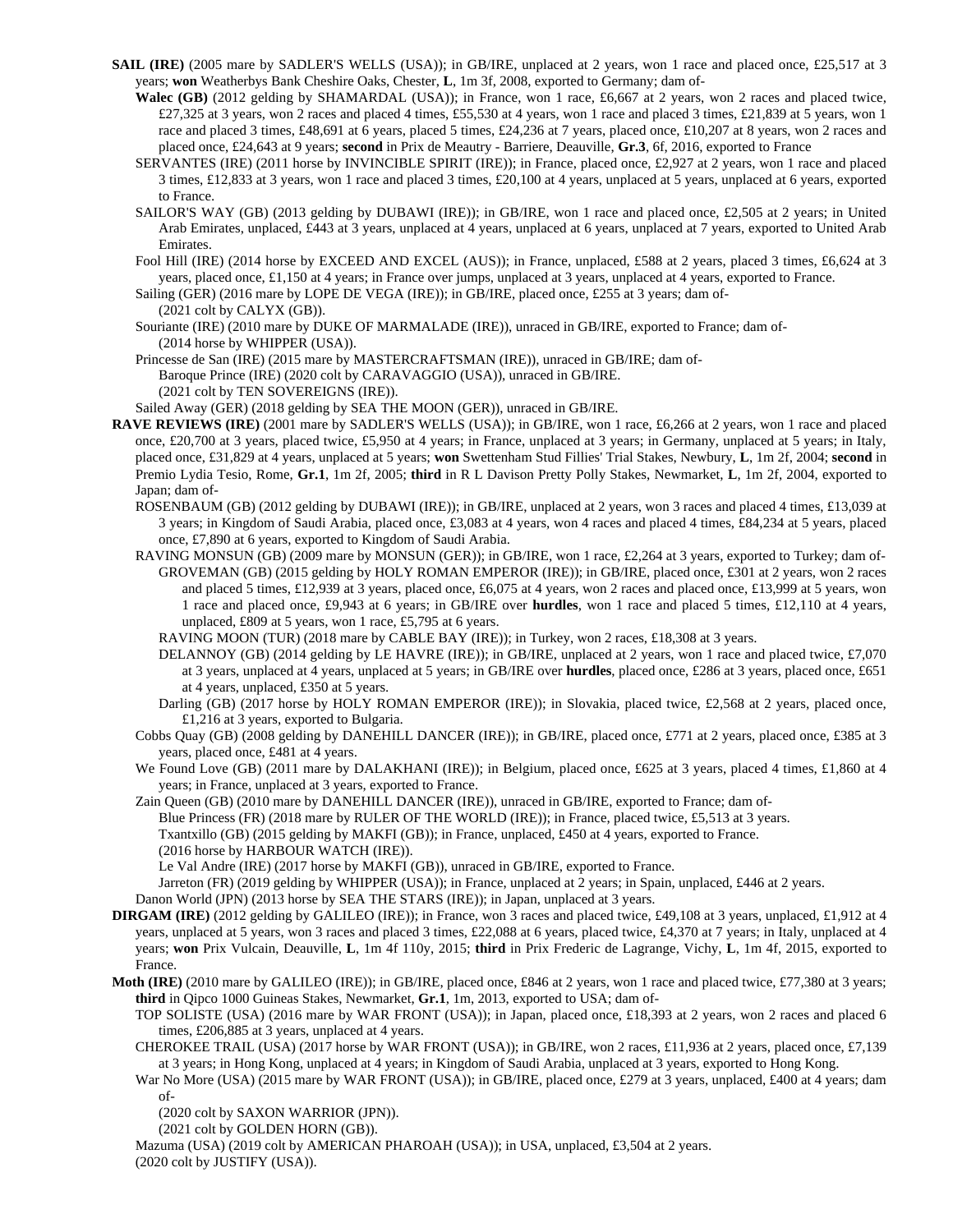**SAIL (IRE)** (2005 mare by SADLER'S WELLS (USA)); in GB/IRE, unplaced at 2 years, won 1 race and placed once, £25,517 at 3 years; **won** Weatherbys Bank Cheshire Oaks, Chester, **L**, 1m 3f, 2008, exported to Germany; dam of-

- **Walec (GB)** (2012 gelding by SHAMARDAL (USA)); in France, won 1 race, £6,667 at 2 years, won 2 races and placed twice, £27,325 at 3 years, won 2 races and placed 4 times, £55,530 at 4 years, won 1 race and placed 3 times, £21,839 at 5 years, won 1 race and placed 3 times, £48,691 at 6 years, placed 5 times, £24,236 at 7 years, placed once, £10,207 at 8 years, won 2 races and placed once, £24,643 at 9 years; **second** in Prix de Meautry - Barriere, Deauville, **Gr.3**, 6f, 2016, exported to France
- SERVANTES (IRE) (2011 horse by INVINCIBLE SPIRIT (IRE)); in France, placed once, £2,927 at 2 years, won 1 race and placed 3 times, £12,833 at 3 years, won 1 race and placed 3 times, £20,100 at 4 years, unplaced at 5 years, unplaced at 6 years, exported to France.
- SAILOR'S WAY (GB) (2013 gelding by DUBAWI (IRE)); in GB/IRE, won 1 race and placed once, £2,505 at 2 years; in United Arab Emirates, unplaced, £443 at 3 years, unplaced at 4 years, unplaced at 6 years, unplaced at 7 years, exported to United Arab Emirates.
- Fool Hill (IRE) (2014 horse by EXCEED AND EXCEL (AUS)); in France, unplaced, £588 at 2 years, placed 3 times, £6,624 at 3 years, placed once, £1,150 at 4 years; in France over jumps, unplaced at 3 years, unplaced at 4 years, exported to France.
- Sailing (GER) (2016 mare by LOPE DE VEGA (IRE)); in GB/IRE, placed once, £255 at 3 years; dam of-
  - (2021 colt by CALYX (GB)).
- Souriante (IRE) (2010 mare by DUKE OF MARMALADE (IRE)), unraced in GB/IRE, exported to France; dam of-
  - (2014 horse by WHIPPER (USA)).
- Princesse de San (IRE) (2015 mare by MASTERCRAFTSMAN (IRE)), unraced in GB/IRE; dam of-
  - Baroque Prince (IRE) (2020 colt by CARAVAGGIO (USA)), unraced in GB/IRE.
  - (2021 colt by TEN SOVEREIGNS (IRE)).
- Sailed Away (GER) (2018 gelding by SEA THE MOON (GER)), unraced in GB/IRE.

**RAVE REVIEWS (IRE)** (2001 mare by SADLER'S WELLS (USA)); in GB/IRE, won 1 race, £6,266 at 2 years, won 1 race and placed once, £20,700 at 3 years, placed twice, £5,950 at 4 years; in France, unplaced at 3 years; in Germany, unplaced at 5 years; in Italy, placed once, £31,829 at 4 years, unplaced at 5 years; **won** Swettenham Stud Fillies' Trial Stakes, Newbury, **L**, 1m 2f, 2004; **second** in Premio Lydia Tesio, Rome, **Gr.1**, 1m 2f, 2005; **third** in R L Davison Pretty Polly Stakes, Newmarket, **L**, 1m 2f, 2004, exported to Japan; dam of-

- ROSENBAUM (GB) (2012 gelding by DUBAWI (IRE)); in GB/IRE, unplaced at 2 years, won 3 races and placed 4 times, £13,039 at 3 years; in Kingdom of Saudi Arabia, placed once, £3,083 at 4 years, won 4 races and placed 4 times, £84,234 at 5 years, placed once, £7,890 at 6 years, exported to Kingdom of Saudi Arabia.
- RAVING MONSUN (GB) (2009 mare by MONSUN (GER)); in GB/IRE, won 1 race, £2,264 at 3 years, exported to Turkey; dam of-
  - GROVEMAN (GB) (2015 gelding by HOLY ROMAN EMPEROR (IRE)); in GB/IRE, placed once, £301 at 2 years, won 2 races and placed 5 times, £12,939 at 3 years, placed once, £6,075 at 4 years, won 2 races and placed once, £13,999 at 5 years, won 1 race and placed once, £9,943 at 6 years; in GB/IRE over **hurdles**, won 1 race and placed 5 times, £12,110 at 4 years, unplaced, £809 at 5 years, won 1 race, £5,795 at 6 years.
  - RAVING MOON (TUR) (2018 mare by CABLE BAY (IRE)); in Turkey, won 2 races, £18,308 at 3 years.
  - DELANNOY (GB) (2014 gelding by LE HAVRE (IRE)); in GB/IRE, unplaced at 2 years, won 1 race and placed twice, £7,070 at 3 years, unplaced at 4 years, unplaced at 5 years; in GB/IRE over **hurdles**, placed once, £286 at 3 years, placed once, £651 at 4 years, unplaced, £350 at 5 years.
  - Darling (GB) (2017 horse by HOLY ROMAN EMPEROR (IRE)); in Slovakia, placed twice, £2,568 at 2 years, placed once, £1,216 at 3 years, exported to Bulgaria.
- Cobbs Quay (GB) (2008 gelding by DANEHILL DANCER (IRE)); in GB/IRE, placed once, £771 at 2 years, placed once, £385 at 3 years, placed once, £481 at 4 years.
- We Found Love (GB) (2011 mare by DALAKHANI (IRE)); in Belgium, placed once, £625 at 3 years, placed 4 times, £1,860 at 4 years; in France, unplaced at 3 years, exported to France.
- Zain Queen (GB) (2010 mare by DANEHILL DANCER (IRE)), unraced in GB/IRE, exported to France; dam of-
  - Blue Princess (FR) (2018 mare by RULER OF THE WORLD (IRE)); in France, placed twice, £5,513 at 3 years.
  - Txantxillo (GB) (2015 gelding by MAKFI (GB)); in France, unplaced, £450 at 4 years, exported to France.
  - (2016 horse by HARBOUR WATCH (IRE)).
  - Le Val Andre (IRE) (2017 horse by MAKFI (GB)), unraced in GB/IRE, exported to France.
  - Jarreton (FR) (2019 gelding by WHIPPER (USA)); in France, unplaced at 2 years; in Spain, unplaced, £446 at 2 years.
- Danon World (JPN) (2013 horse by SEA THE STARS (IRE)); in Japan, unplaced at 3 years.

**DIRGAM (IRE)** (2012 gelding by GALILEO (IRE)); in France, won 3 races and placed twice, £49,108 at 3 years, unplaced, £1,912 at 4 years, unplaced at 5 years, won 3 races and placed 3 times, £22,088 at 6 years, placed twice, £4,370 at 7 years; in Italy, unplaced at 4 years; **won** Prix Vulcain, Deauville, **L**, 1m 4f 110y, 2015; **third** in Prix Frederic de Lagrange, Vichy, **L**, 1m 4f, 2015, exported to France.

**Moth (IRE)** (2010 mare by GALILEO (IRE)); in GB/IRE, placed once, £846 at 2 years, won 1 race and placed twice, £77,380 at 3 years; **third** in Qipco 1000 Guineas Stakes, Newmarket, **Gr.1**, 1m, 2013, exported to USA; dam of-

- TOP SOLISTE (USA) (2016 mare by WAR FRONT (USA)); in Japan, placed once, £18,393 at 2 years, won 2 races and placed 6 times, £206,885 at 3 years, unplaced at 4 years.
- CHEROKEE TRAIL (USA) (2017 horse by WAR FRONT (USA)); in GB/IRE, won 2 races, £11,936 at 2 years, placed once, £7,139 at 3 years; in Hong Kong, unplaced at 4 years; in Kingdom of Saudi Arabia, unplaced at 3 years, exported to Hong Kong.
- War No More (USA) (2015 mare by WAR FRONT (USA)); in GB/IRE, placed once, £279 at 3 years, unplaced, £400 at 4 years; dam of-
  - (2020 colt by SAXON WARRIOR (JPN)).
  - (2021 colt by GOLDEN HORN (GB)).
- Mazuma (USA) (2019 colt by AMERICAN PHAROAH (USA)); in USA, unplaced, £3,504 at 2 years.
- (2020 colt by JUSTIFY (USA)).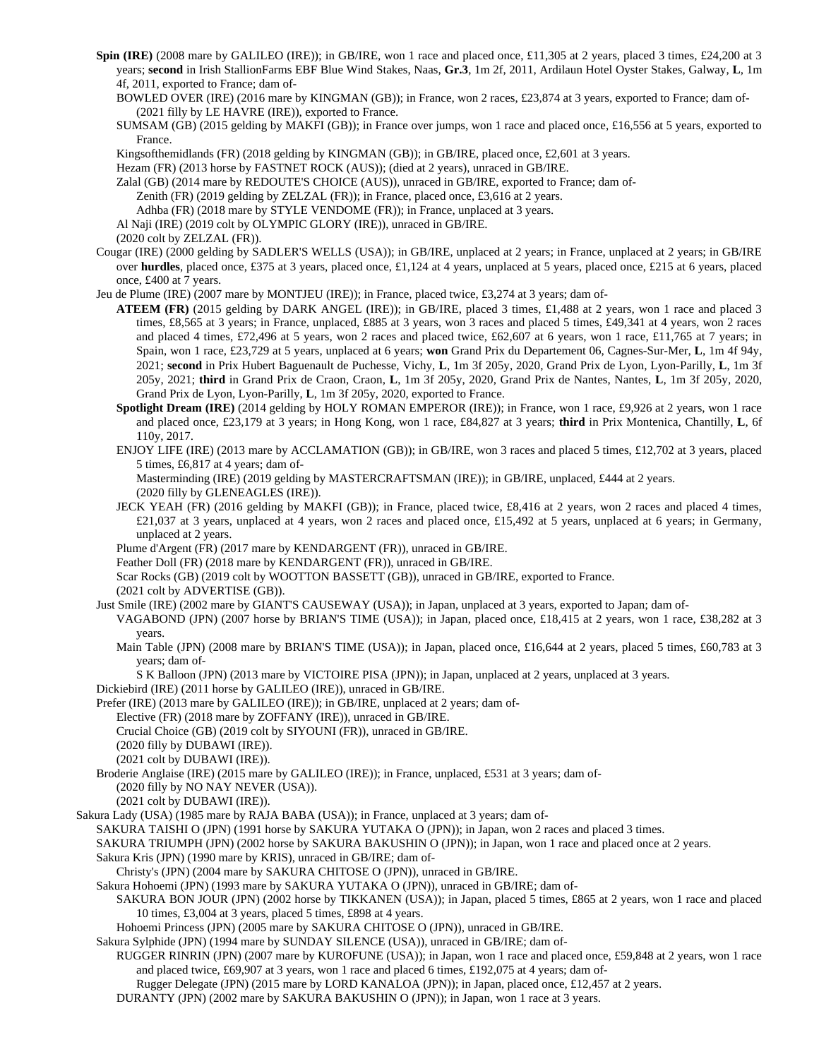**Spin (IRE)** (2008 mare by GALILEO (IRE)); in GB/IRE, won 1 race and placed once, £11,305 at 2 years, placed 3 times, £24,200 at 3 years; **second** in Irish StallionFarms EBF Blue Wind Stakes, Naas, **Gr.3**, 1m 2f, 2011, Ardilaun Hotel Oyster Stakes, Galway, **L**, 1m 4f, 2011, exported to France; dam of-

BOWLED OVER (IRE) (2016 mare by KINGMAN (GB)); in France, won 2 races, £23,874 at 3 years, exported to France; dam of-

(2021 filly by LE HAVRE (IRE)), exported to France.

SUMSAM (GB) (2015 gelding by MAKFI (GB)); in France over jumps, won 1 race and placed once, £16,556 at 5 years, exported to France.

Kingsofthemidlands (FR) (2018 gelding by KINGMAN (GB)); in GB/IRE, placed once, £2,601 at 3 years.

Hezam (FR) (2013 horse by FASTNET ROCK (AUS)); (died at 2 years), unraced in GB/IRE.

Zalal (GB) (2014 mare by REDOUTE'S CHOICE (AUS)), unraced in GB/IRE, exported to France; dam of-

Zenith (FR) (2019 gelding by ZELZAL (FR)); in France, placed once, £3,616 at 2 years.

Adhba (FR) (2018 mare by STYLE VENDOME (FR)); in France, unplaced at 3 years.

Al Naji (IRE) (2019 colt by OLYMPIC GLORY (IRE)), unraced in GB/IRE.

(2020 colt by ZELZAL (FR)).

Cougar (IRE) (2000 gelding by SADLER'S WELLS (USA)); in GB/IRE, unplaced at 2 years; in France, unplaced at 2 years; in GB/IRE over **hurdles**, placed once, £375 at 3 years, placed once, £1,124 at 4 years, unplaced at 5 years, placed once, £215 at 6 years, placed once, £400 at 7 years.

Jeu de Plume (IRE) (2007 mare by MONTJEU (IRE)); in France, placed twice, £3,274 at 3 years; dam of-

**ATEEM (FR)** (2015 gelding by DARK ANGEL (IRE)); in GB/IRE, placed 3 times, £1,488 at 2 years, won 1 race and placed 3 times, £8,565 at 3 years; in France, unplaced, £885 at 3 years, won 3 races and placed 5 times, £49,341 at 4 years, won 2 races and placed 4 times, £72,496 at 5 years, won 2 races and placed twice, £62,607 at 6 years, won 1 race, £11,765 at 7 years; in Spain, won 1 race, £23,729 at 5 years, unplaced at 6 years; **won** Grand Prix du Departement 06, Cagnes-Sur-Mer, **L**, 1m 4f 94y, 2021; **second** in Prix Hubert Baguenault de Puchesse, Vichy, **L**, 1m 3f 205y, 2020, Grand Prix de Lyon, Lyon-Parilly, **L**, 1m 3f 205y, 2021; **third** in Grand Prix de Craon, Craon, **L**, 1m 3f 205y, 2020, Grand Prix de Nantes, Nantes, **L**, 1m 3f 205y, 2020, Grand Prix de Lyon, Lyon-Parilly, **L**, 1m 3f 205y, 2020, exported to France.

**Spotlight Dream (IRE)** (2014 gelding by HOLY ROMAN EMPEROR (IRE)); in France, won 1 race, £9,926 at 2 years, won 1 race and placed once, £23,179 at 3 years; in Hong Kong, won 1 race, £84,827 at 3 years; **third** in Prix Montenica, Chantilly, **L**, 6f 110y, 2017.

ENJOY LIFE (IRE) (2013 mare by ACCLAMATION (GB)); in GB/IRE, won 3 races and placed 5 times, £12,702 at 3 years, placed 5 times, £6,817 at 4 years; dam of-

Masterminding (IRE) (2019 gelding by MASTERCRAFTSMAN (IRE)); in GB/IRE, unplaced, £444 at 2 years.

(2020 filly by GLENEAGLES (IRE)).

JECK YEAH (FR) (2016 gelding by MAKFI (GB)); in France, placed twice, £8,416 at 2 years, won 2 races and placed 4 times, £21,037 at 3 years, unplaced at 4 years, won 2 races and placed once, £15,492 at 5 years, unplaced at 6 years; in Germany, unplaced at 2 years.

Plume d'Argent (FR) (2017 mare by KENDARGENT (FR)), unraced in GB/IRE.

Feather Doll (FR) (2018 mare by KENDARGENT (FR)), unraced in GB/IRE.

Scar Rocks (GB) (2019 colt by WOOTTON BASSETT (GB)), unraced in GB/IRE, exported to France.

(2021 colt by ADVERTISE (GB)).

Just Smile (IRE) (2002 mare by GIANT'S CAUSEWAY (USA)); in Japan, unplaced at 3 years, exported to Japan; dam of-

VAGABOND (JPN) (2007 horse by BRIAN'S TIME (USA)); in Japan, placed once, £18,415 at 2 years, won 1 race, £38,282 at 3 years.

Main Table (JPN) (2008 mare by BRIAN'S TIME (USA)); in Japan, placed once, £16,644 at 2 years, placed 5 times, £60,783 at 3 years; dam of-

S K Balloon (JPN) (2013 mare by VICTOIRE PISA (JPN)); in Japan, unplaced at 2 years, unplaced at 3 years.

Dickiebird (IRE) (2011 horse by GALILEO (IRE)), unraced in GB/IRE.

Prefer (IRE) (2013 mare by GALILEO (IRE)); in GB/IRE, unplaced at 2 years; dam of-

Elective (FR) (2018 mare by ZOFFANY (IRE)), unraced in GB/IRE.

Crucial Choice (GB) (2019 colt by SIYOUNI (FR)), unraced in GB/IRE.

(2020 filly by DUBAWI (IRE)).

(2021 colt by DUBAWI (IRE)).

Broderie Anglaise (IRE) (2015 mare by GALILEO (IRE)); in France, unplaced, £531 at 3 years; dam of-

(2020 filly by NO NAY NEVER (USA)).

(2021 colt by DUBAWI (IRE)).

Sakura Lady (USA) (1985 mare by RAJA BABA (USA)); in France, unplaced at 3 years; dam of-

SAKURA TAISHI O (JPN) (1991 horse by SAKURA YUTAKA O (JPN)); in Japan, won 2 races and placed 3 times.

SAKURA TRIUMPH (JPN) (2002 horse by SAKURA BAKUSHIN O (JPN)); in Japan, won 1 race and placed once at 2 years.

Sakura Kris (JPN) (1990 mare by KRIS), unraced in GB/IRE; dam of-

Christy's (JPN) (2004 mare by SAKURA CHITOSE O (JPN)), unraced in GB/IRE.

Sakura Hohoemi (JPN) (1993 mare by SAKURA YUTAKA O (JPN)), unraced in GB/IRE; dam of-

SAKURA BON JOUR (JPN) (2002 horse by TIKKANEN (USA)); in Japan, placed 5 times, £865 at 2 years, won 1 race and placed 10 times, £3,004 at 3 years, placed 5 times, £898 at 4 years.

Hohoemi Princess (JPN) (2005 mare by SAKURA CHITOSE O (JPN)), unraced in GB/IRE.

Sakura Sylphide (JPN) (1994 mare by SUNDAY SILENCE (USA)), unraced in GB/IRE; dam of-

RUGGER RINRIN (JPN) (2007 mare by KUROFUNE (USA)); in Japan, won 1 race and placed once, £59,848 at 2 years, won 1 race and placed twice, £69,907 at 3 years, won 1 race and placed 6 times, £192,075 at 4 years; dam of-

Rugger Delegate (JPN) (2015 mare by LORD KANALOA (JPN)); in Japan, placed once, £12,457 at 2 years.

DURANTY (JPN) (2002 mare by SAKURA BAKUSHIN O (JPN)); in Japan, won 1 race at 3 years.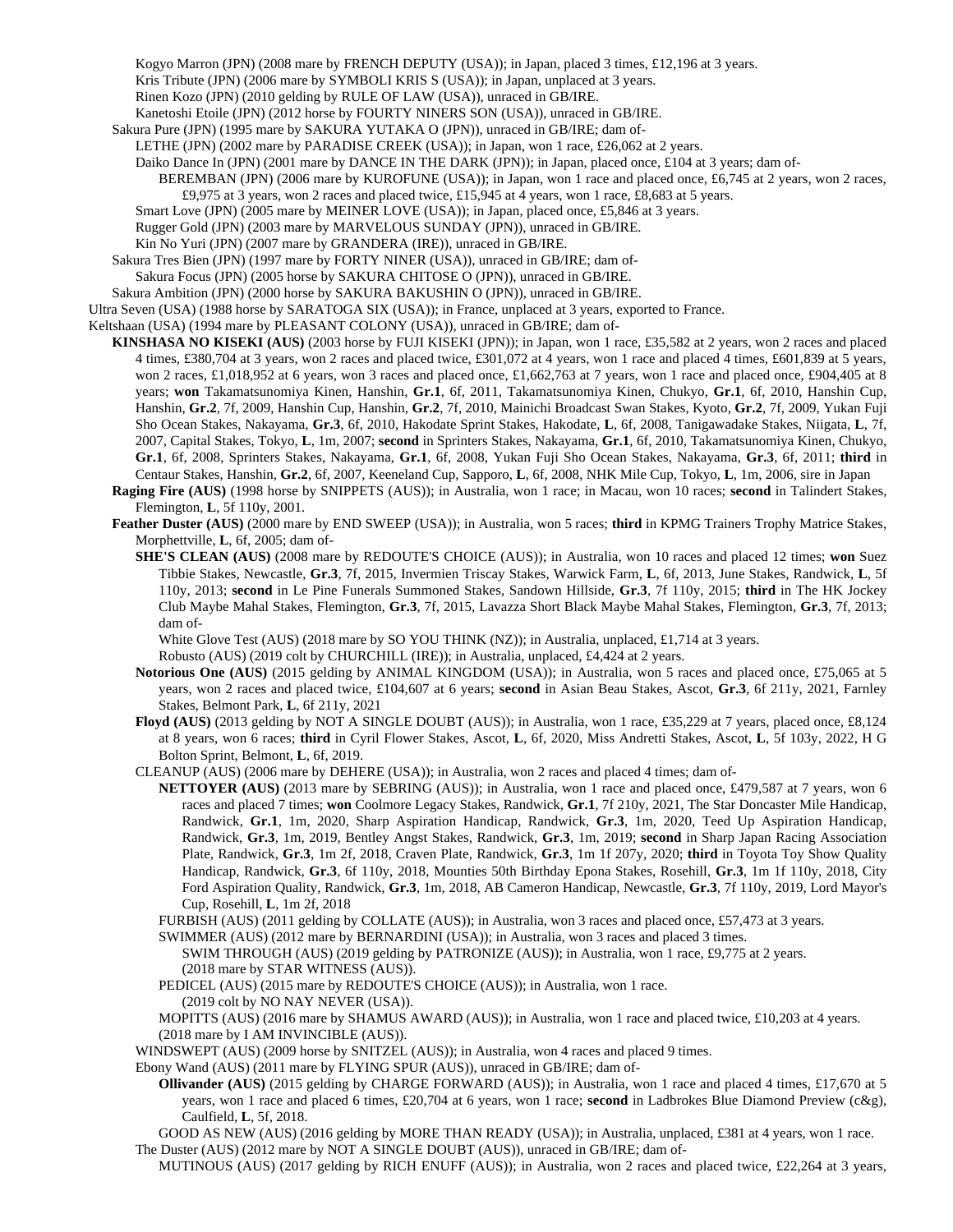Kogyo Marron (JPN) (2008 mare by FRENCH DEPUTY (USA)); in Japan, placed 3 times, £12,196 at 3 years.
Kris Tribute (JPN) (2006 mare by SYMBOLI KRIS S (USA)); in Japan, unplaced at 3 years.
Rinen Kozo (JPN) (2010 gelding by RULE OF LAW (USA)), unraced in GB/IRE.
Kanetoshi Etoile (JPN) (2012 horse by FOURTY NINERS SON (USA)), unraced in GB/IRE.
Sakura Pure (JPN) (1995 mare by SAKURA YUTAKA O (JPN)), unraced in GB/IRE; dam of-
LETHE (JPN) (2002 mare by PARADISE CREEK (USA)); in Japan, won 1 race, £26,062 at 2 years.
Daiko Dance In (JPN) (2001 mare by DANCE IN THE DARK (JPN)); in Japan, placed once, £104 at 3 years; dam of-
BEREMBAN (JPN) (2006 mare by KUROFUNE (USA)); in Japan, won 1 race and placed once, £6,745 at 2 years, won 2 races, £9,975 at 3 years, won 2 races and placed twice, £15,945 at 4 years, won 1 race, £8,683 at 5 years.
Smart Love (JPN) (2005 mare by MEINER LOVE (USA)); in Japan, placed once, £5,846 at 3 years.
Rugger Gold (JPN) (2003 mare by MARVELOUS SUNDAY (JPN)), unraced in GB/IRE.
Kin No Yuri (JPN) (2007 mare by GRANDERA (IRE)), unraced in GB/IRE.
Sakura Tres Bien (JPN) (1997 mare by FORTY NINER (USA)), unraced in GB/IRE; dam of-
Sakura Focus (JPN) (2005 horse by SAKURA CHITOSE O (JPN)), unraced in GB/IRE.
Sakura Ambition (JPN) (2000 horse by SAKURA BAKUSHIN O (JPN)), unraced in GB/IRE.
Ultra Seven (USA) (1988 horse by SARATOGA SIX (USA)); in France, unplaced at 3 years, exported to France.
Keltshaan (USA) (1994 mare by PLEASANT COLONY (USA)), unraced in GB/IRE; dam of-
**KINSHASA NO KISEKI (AUS)** (2003 horse by FUJI KISEKI (JPN)); in Japan, won 1 race, £35,582 at 2 years, won 2 races and placed 4 times, £380,704 at 3 years, won 2 races and placed twice, £301,072 at 4 years, won 1 race and placed 4 times, £601,839 at 5 years, won 2 races, £1,018,952 at 6 years, won 3 races and placed once, £1,662,763 at 7 years, won 1 race and placed once, £904,405 at 8 years; **won** Takamatsunomiya Kinen, Hanshin, **Gr.1**, 6f, 2011, Takamatsunomiya Kinen, Chukyo, **Gr.1**, 6f, 2010, Hanshin Cup, Hanshin, **Gr.2**, 7f, 2009, Hanshin Cup, Hanshin, **Gr.2**, 7f, 2010, Mainichi Broadcast Swan Stakes, Kyoto, **Gr.2**, 7f, 2009, Yukan Fuji Sho Ocean Stakes, Nakayama, **Gr.3**, 6f, 2010, Hakodate Sprint Stakes, Hakodate, **L**, 6f, 2008, Tanigawadake Stakes, Niigata, **L**, 7f, 2007, Capital Stakes, Tokyo, **L**, 1m, 2007; **second** in Sprinters Stakes, Nakayama, **Gr.1**, 6f, 2010, Takamatsunomiya Kinen, Chukyo, **Gr.1**, 6f, 2008, Sprinters Stakes, Nakayama, **Gr.1**, 6f, 2008, Yukan Fuji Sho Ocean Stakes, Nakayama, **Gr.3**, 6f, 2011; **third** in Centaur Stakes, Hanshin, **Gr.2**, 6f, 2007, Keeneland Cup, Sapporo, **L**, 6f, 2008, NHK Mile Cup, Tokyo, **L**, 1m, 2006, sire in Japan
**Raging Fire (AUS)** (1998 horse by SNIPPETS (AUS)); in Australia, won 1 race; in Macau, won 10 races; **second** in Talindert Stakes, Flemington, **L**, 5f 110y, 2001.
**Feather Duster (AUS)** (2000 mare by END SWEEP (USA)); in Australia, won 5 races; **third** in KPMG Trainers Trophy Matrice Stakes, Morphettville, **L**, 6f, 2005; dam of-
**SHE'S CLEAN (AUS)** (2008 mare by REDOUTE'S CHOICE (AUS)); in Australia, won 10 races and placed 12 times; **won** Suez Tibbie Stakes, Newcastle, **Gr.3**, 7f, 2015, Invermien Triscay Stakes, Warwick Farm, **L**, 6f, 2013, June Stakes, Randwick, **L**, 5f 110y, 2013; **second** in Le Pine Funerals Summoned Stakes, Sandown Hillside, **Gr.3**, 7f 110y, 2015; **third** in The HK Jockey Club Maybe Mahal Stakes, Flemington, **Gr.3**, 7f, 2015, Lavazza Short Black Maybe Mahal Stakes, Flemington, **Gr.3**, 7f, 2013; dam of-
White Glove Test (AUS) (2018 mare by SO YOU THINK (NZ)); in Australia, unplaced, £1,714 at 3 years.
Robusto (AUS) (2019 colt by CHURCHILL (IRE)); in Australia, unplaced, £4,424 at 2 years.
**Notorious One (AUS)** (2015 gelding by ANIMAL KINGDOM (USA)); in Australia, won 5 races and placed once, £75,065 at 5 years, won 2 races and placed twice, £104,607 at 6 years; **second** in Asian Beau Stakes, Ascot, **Gr.3**, 6f 211y, 2021, Farnley Stakes, Belmont Park, **L**, 6f 211y, 2021
**Floyd (AUS)** (2013 gelding by NOT A SINGLE DOUBT (AUS)); in Australia, won 1 race, £35,229 at 7 years, placed once, £8,124 at 8 years, won 6 races; **third** in Cyril Flower Stakes, Ascot, **L**, 6f, 2020, Miss Andretti Stakes, Ascot, **L**, 5f 103y, 2022, H G Bolton Sprint, Belmont, **L**, 6f, 2019.
CLEANUP (AUS) (2006 mare by DEHERE (USA)); in Australia, won 2 races and placed 4 times; dam of-
**NETTOYER (AUS)** (2013 mare by SEBRING (AUS)); in Australia, won 1 race and placed once, £479,587 at 7 years, won 6 races and placed 7 times; **won** Coolmore Legacy Stakes, Randwick, **Gr.1**, 7f 210y, 2021, The Star Doncaster Mile Handicap, Randwick, **Gr.1**, 1m, 2020, Sharp Aspiration Handicap, Randwick, **Gr.3**, 1m, 2020, Teed Up Aspiration Handicap, Randwick, **Gr.3**, 1m, 2019, Bentley Angst Stakes, Randwick, **Gr.3**, 1m, 2019; **second** in Sharp Japan Racing Association Plate, Randwick, **Gr.3**, 1m 2f, 2018, Craven Plate, Randwick, **Gr.3**, 1m 1f 207y, 2020; **third** in Toyota Toy Show Quality Handicap, Randwick, **Gr.3**, 6f 110y, 2018, Mounties 50th Birthday Epona Stakes, Rosehill, **Gr.3**, 1m 1f 110y, 2018, City Ford Aspiration Quality, Randwick, **Gr.3**, 1m, 2018, AB Cameron Handicap, Newcastle, **Gr.3**, 7f 110y, 2019, Lord Mayor's Cup, Rosehill, **L**, 1m 2f, 2018
FURBISH (AUS) (2011 gelding by COLLATE (AUS)); in Australia, won 3 races and placed once, £57,473 at 3 years.
SWIMMER (AUS) (2012 mare by BERNARDINI (USA)); in Australia, won 3 races and placed 3 times.
SWIM THROUGH (AUS) (2019 gelding by PATRONIZE (AUS)); in Australia, won 1 race, £9,775 at 2 years.
(2018 mare by STAR WITNESS (AUS)).
PEDICEL (AUS) (2015 mare by REDOUTE'S CHOICE (AUS)); in Australia, won 1 race.
(2019 colt by NO NAY NEVER (USA)).
MOPITTS (AUS) (2016 mare by SHAMUS AWARD (AUS)); in Australia, won 1 race and placed twice, £10,203 at 4 years.
(2018 mare by I AM INVINCIBLE (AUS)).
WINDSWEPT (AUS) (2009 horse by SNITZEL (AUS)); in Australia, won 4 races and placed 9 times.
Ebony Wand (AUS) (2011 mare by FLYING SPUR (AUS)), unraced in GB/IRE; dam of-
**Ollivander (AUS)** (2015 gelding by CHARGE FORWARD (AUS)); in Australia, won 1 race and placed 4 times, £17,670 at 5 years, won 1 race and placed 6 times, £20,704 at 6 years, won 1 race; **second** in Ladbrokes Blue Diamond Preview (c&g), Caulfield, **L**, 5f, 2018.
GOOD AS NEW (AUS) (2016 gelding by MORE THAN READY (USA)); in Australia, unplaced, £381 at 4 years, won 1 race.
The Duster (AUS) (2012 mare by NOT A SINGLE DOUBT (AUS)), unraced in GB/IRE; dam of-
MUTINOUS (AUS) (2017 gelding by RICH ENUFF (AUS)); in Australia, won 2 races and placed twice, £22,264 at 3 years,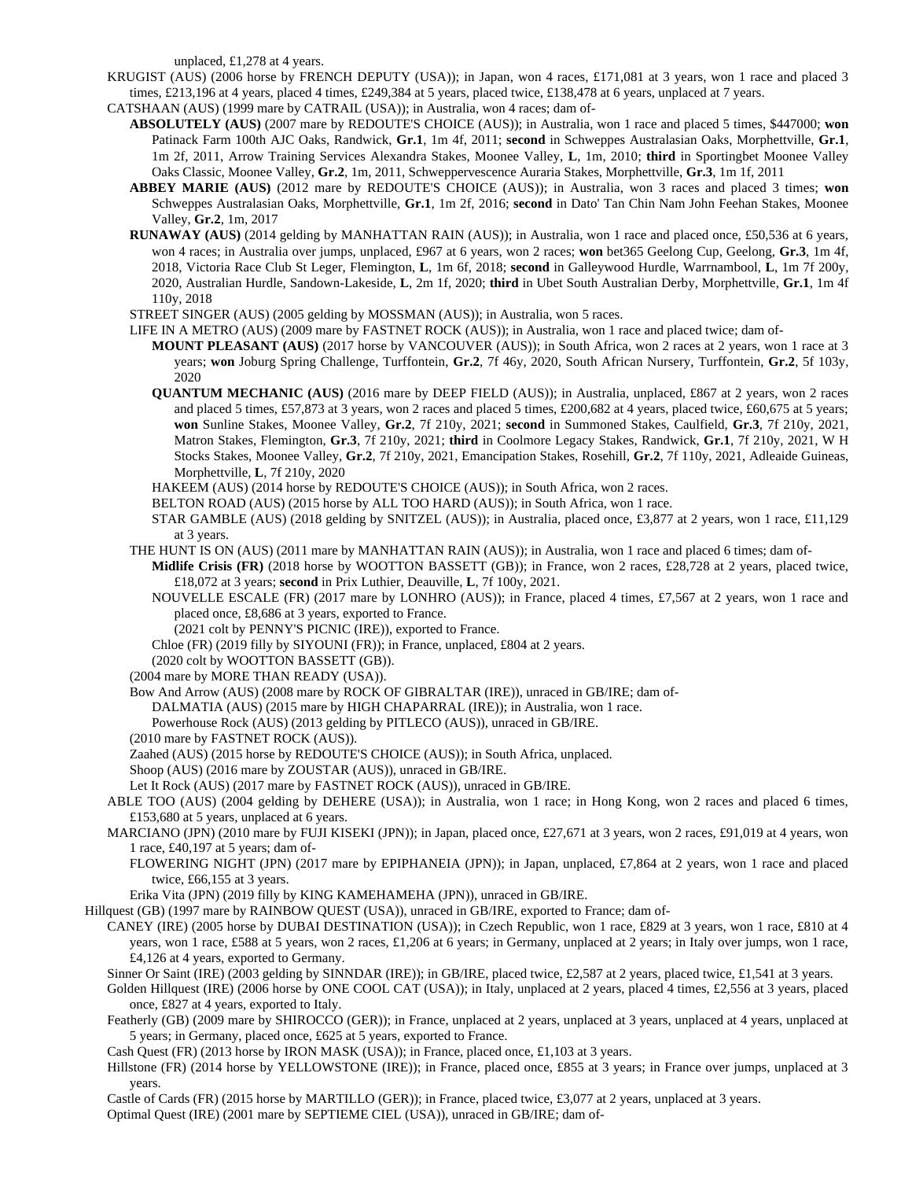unplaced, £1,278 at 4 years.

KRUGIST (AUS) (2006 horse by FRENCH DEPUTY (USA)); in Japan, won 4 races, £171,081 at 3 years, won 1 race and placed 3 times, £213,196 at 4 years, placed 4 times, £249,384 at 5 years, placed twice, £138,478 at 6 years, unplaced at 7 years.

CATSHAAN (AUS) (1999 mare by CATRAIL (USA)); in Australia, won 4 races; dam of-

**ABSOLUTELY (AUS)** (2007 mare by REDOUTE'S CHOICE (AUS)); in Australia, won 1 race and placed 5 times, $447000; **won** Patinack Farm 100th AJC Oaks, Randwick, **Gr.1**, 1m 4f, 2011; **second** in Schweppes Australasian Oaks, Morphettville, **Gr.1**, 1m 2f, 2011, Arrow Training Services Alexandra Stakes, Moonee Valley, **L**, 1m, 2010; **third** in Sportingbet Moonee Valley Oaks Classic, Moonee Valley, **Gr.2**, 1m, 2011, Schweppervescence Auraria Stakes, Morphettville, **Gr.3**, 1m 1f, 2011

**ABBEY MARIE (AUS)** (2012 mare by REDOUTE'S CHOICE (AUS)); in Australia, won 3 races and placed 3 times; **won** Schweppes Australasian Oaks, Morphettville, **Gr.1**, 1m 2f, 2016; **second** in Dato' Tan Chin Nam John Feehan Stakes, Moonee Valley, **Gr.2**, 1m, 2017

**RUNAWAY (AUS)** (2014 gelding by MANHATTAN RAIN (AUS)); in Australia, won 1 race and placed once, £50,536 at 6 years, won 4 races; in Australia over jumps, unplaced, £967 at 6 years, won 2 races; **won** bet365 Geelong Cup, Geelong, **Gr.3**, 1m 4f, 2018, Victoria Race Club St Leger, Flemington, **L**, 1m 6f, 2018; **second** in Galleywood Hurdle, Warrnambool, **L**, 1m 7f 200y, 2020, Australian Hurdle, Sandown-Lakeside, **L**, 2m 1f, 2020; **third** in Ubet South Australian Derby, Morphettville, **Gr.1**, 1m 4f 110y, 2018

STREET SINGER (AUS) (2005 gelding by MOSSMAN (AUS)); in Australia, won 5 races.

LIFE IN A METRO (AUS) (2009 mare by FASTNET ROCK (AUS)); in Australia, won 1 race and placed twice; dam of-

**MOUNT PLEASANT (AUS)** (2017 horse by VANCOUVER (AUS)); in South Africa, won 2 races at 2 years, won 1 race at 3 years; **won** Joburg Spring Challenge, Turffontein, **Gr.2**, 7f 46y, 2020, South African Nursery, Turffontein, **Gr.2**, 5f 103y, 2020

**QUANTUM MECHANIC (AUS)** (2016 mare by DEEP FIELD (AUS)); in Australia, unplaced, £867 at 2 years, won 2 races and placed 5 times, £57,873 at 3 years, won 2 races and placed 5 times, £200,682 at 4 years, placed twice, £60,675 at 5 years; **won** Sunline Stakes, Moonee Valley, **Gr.2**, 7f 210y, 2021; **second** in Summoned Stakes, Caulfield, **Gr.3**, 7f 210y, 2021, Matron Stakes, Flemington, **Gr.3**, 7f 210y, 2021; **third** in Coolmore Legacy Stakes, Randwick, **Gr.1**, 7f 210y, 2021, W H Stocks Stakes, Moonee Valley, **Gr.2**, 7f 210y, 2021, Emancipation Stakes, Rosehill, **Gr.2**, 7f 110y, 2021, Adleaide Guineas, Morphettville, **L**, 7f 210y, 2020

HAKEEM (AUS) (2014 horse by REDOUTE'S CHOICE (AUS)); in South Africa, won 2 races.

BELTON ROAD (AUS) (2015 horse by ALL TOO HARD (AUS)); in South Africa, won 1 race.

STAR GAMBLE (AUS) (2018 gelding by SNITZEL (AUS)); in Australia, placed once, £3,877 at 2 years, won 1 race, £11,129 at 3 years.

THE HUNT IS ON (AUS) (2011 mare by MANHATTAN RAIN (AUS)); in Australia, won 1 race and placed 6 times; dam of-

**Midlife Crisis (FR)** (2018 horse by WOOTTON BASSETT (GB)); in France, won 2 races, £28,728 at 2 years, placed twice, £18,072 at 3 years; **second** in Prix Luthier, Deauville, **L**, 7f 100y, 2021.

NOUVELLE ESCALE (FR) (2017 mare by LONHRO (AUS)); in France, placed 4 times, £7,567 at 2 years, won 1 race and placed once, £8,686 at 3 years, exported to France.

(2021 colt by PENNY'S PICNIC (IRE)), exported to France.

Chloe (FR) (2019 filly by SIYOUNI (FR)); in France, unplaced, £804 at 2 years.

(2020 colt by WOOTTON BASSETT (GB)).

(2004 mare by MORE THAN READY (USA)).

Bow And Arrow (AUS) (2008 mare by ROCK OF GIBRALTAR (IRE)), unraced in GB/IRE; dam of-

DALMATIA (AUS) (2015 mare by HIGH CHAPARRAL (IRE)); in Australia, won 1 race.

Powerhouse Rock (AUS) (2013 gelding by PITLECO (AUS)), unraced in GB/IRE.

(2010 mare by FASTNET ROCK (AUS)).

Zaahed (AUS) (2015 horse by REDOUTE'S CHOICE (AUS)); in South Africa, unplaced.

Shoop (AUS) (2016 mare by ZOUSTAR (AUS)), unraced in GB/IRE.

Let It Rock (AUS) (2017 mare by FASTNET ROCK (AUS)), unraced in GB/IRE.

ABLE TOO (AUS) (2004 gelding by DEHERE (USA)); in Australia, won 1 race; in Hong Kong, won 2 races and placed 6 times, £153,680 at 5 years, unplaced at 6 years.

MARCIANO (JPN) (2010 mare by FUJI KISEKI (JPN)); in Japan, placed once, £27,671 at 3 years, won 2 races, £91,019 at 4 years, won 1 race, £40,197 at 5 years; dam of-

FLOWERING NIGHT (JPN) (2017 mare by EPIPHANEIA (JPN)); in Japan, unplaced, £7,864 at 2 years, won 1 race and placed twice, £66,155 at 3 years.

Erika Vita (JPN) (2019 filly by KING KAMEHAMEHA (JPN)), unraced in GB/IRE.

Hillquest (GB) (1997 mare by RAINBOW QUEST (USA)), unraced in GB/IRE, exported to France; dam of-

CANEY (IRE) (2005 horse by DUBAI DESTINATION (USA)); in Czech Republic, won 1 race, £829 at 3 years, won 1 race, £810 at 4 years, won 1 race, £588 at 5 years, won 2 races, £1,206 at 6 years; in Germany, unplaced at 2 years; in Italy over jumps, won 1 race, £4,126 at 4 years, exported to Germany.

Sinner Or Saint (IRE) (2003 gelding by SINNDAR (IRE)); in GB/IRE, placed twice, £2,587 at 2 years, placed twice, £1,541 at 3 years.

Golden Hillquest (IRE) (2006 horse by ONE COOL CAT (USA)); in Italy, unplaced at 2 years, placed 4 times, £2,556 at 3 years, placed once, £827 at 4 years, exported to Italy.

Featherly (GB) (2009 mare by SHIROCCO (GER)); in France, unplaced at 2 years, unplaced at 3 years, unplaced at 4 years, unplaced at 5 years; in Germany, placed once, £625 at 5 years, exported to France.

Cash Quest (FR) (2013 horse by IRON MASK (USA)); in France, placed once, £1,103 at 3 years.

Hillstone (FR) (2014 horse by YELLOWSTONE (IRE)); in France, placed once, £855 at 3 years; in France over jumps, unplaced at 3 years.

Castle of Cards (FR) (2015 horse by MARTILLO (GER)); in France, placed twice, £3,077 at 2 years, unplaced at 3 years.

Optimal Quest (IRE) (2001 mare by SEPTIEME CIEL (USA)), unraced in GB/IRE; dam of-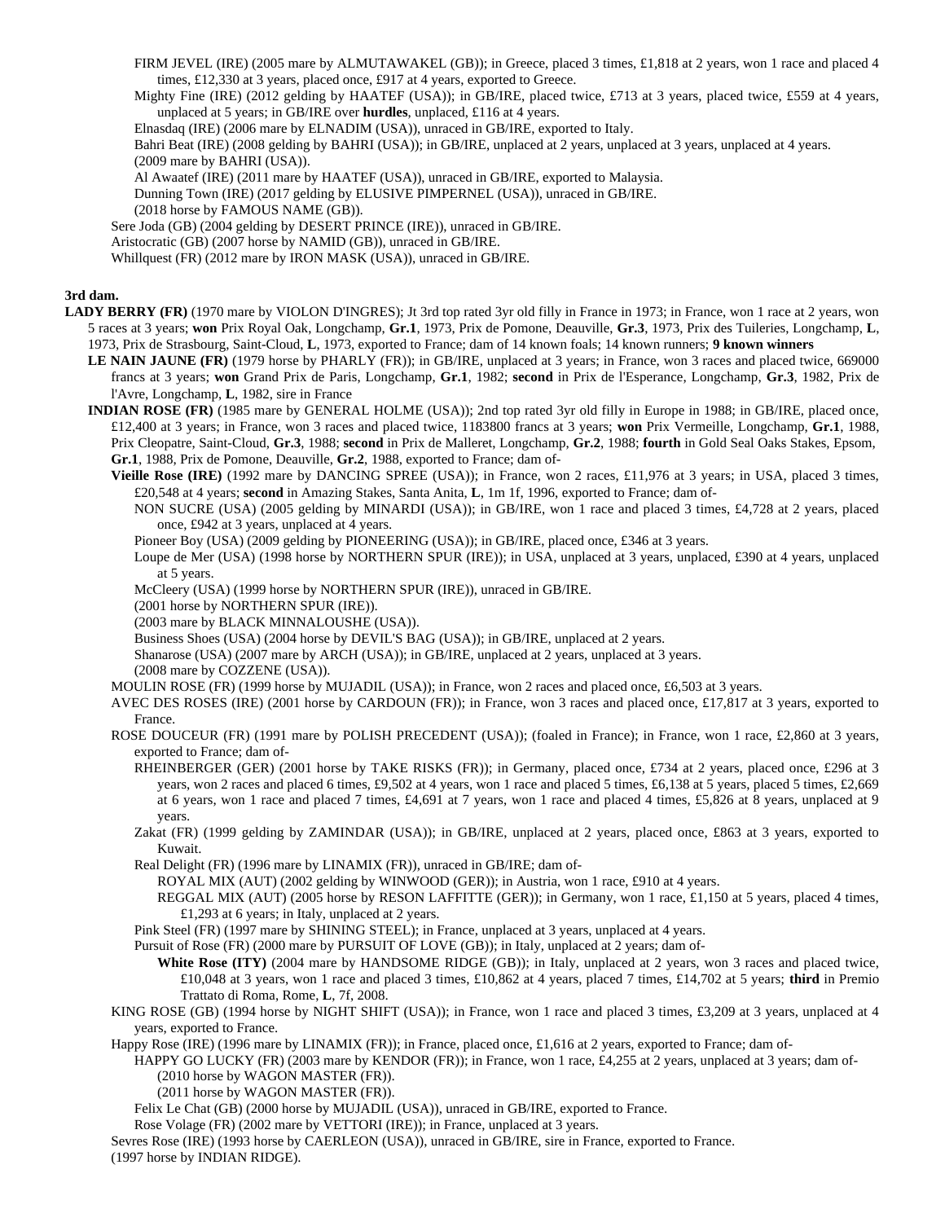FIRM JEVEL (IRE) (2005 mare by ALMUTAWAKEL (GB)); in Greece, placed 3 times, £1,818 at 2 years, won 1 race and placed 4 times, £12,330 at 3 years, placed once, £917 at 4 years, exported to Greece.

Mighty Fine (IRE) (2012 gelding by HAATEF (USA)); in GB/IRE, placed twice, £713 at 3 years, placed twice, £559 at 4 years, unplaced at 5 years; in GB/IRE over **hurdles**, unplaced, £116 at 4 years.

Elnasdaq (IRE) (2006 mare by ELNADIM (USA)), unraced in GB/IRE, exported to Italy.

Bahri Beat (IRE) (2008 gelding by BAHRI (USA)); in GB/IRE, unplaced at 2 years, unplaced at 3 years, unplaced at 4 years.

(2009 mare by BAHRI (USA)).

Al Awaatef (IRE) (2011 mare by HAATEF (USA)), unraced in GB/IRE, exported to Malaysia.

Dunning Town (IRE) (2017 gelding by ELUSIVE PIMPERNEL (USA)), unraced in GB/IRE.

(2018 horse by FAMOUS NAME (GB)).

Sere Joda (GB) (2004 gelding by DESERT PRINCE (IRE)), unraced in GB/IRE.

Aristocratic (GB) (2007 horse by NAMID (GB)), unraced in GB/IRE.

Whillquest (FR) (2012 mare by IRON MASK (USA)), unraced in GB/IRE.

**3rd dam.**

**LADY BERRY (FR)** (1970 mare by VIOLON D'INGRES); Jt 3rd top rated 3yr old filly in France in 1973; in France, won 1 race at 2 years, won 5 races at 3 years; **won** Prix Royal Oak, Longchamp, **Gr.1**, 1973, Prix de Pomone, Deauville, **Gr.3**, 1973, Prix des Tuileries, Longchamp, **L**, 1973, Prix de Strasbourg, Saint-Cloud, **L**, 1973, exported to France; dam of 14 known foals; 14 known runners; **9 known winners**

**LE NAIN JAUNE (FR)** (1979 horse by PHARLY (FR)); in GB/IRE, unplaced at 3 years; in France, won 3 races and placed twice, 669000 francs at 3 years; **won** Grand Prix de Paris, Longchamp, **Gr.1**, 1982; **second** in Prix de l'Esperance, Longchamp, **Gr.3**, 1982, Prix de l'Avre, Longchamp, **L**, 1982, sire in France

**INDIAN ROSE (FR)** (1985 mare by GENERAL HOLME (USA)); 2nd top rated 3yr old filly in Europe in 1988; in GB/IRE, placed once, £12,400 at 3 years; in France, won 3 races and placed twice, 1183800 francs at 3 years; **won** Prix Vermeille, Longchamp, **Gr.1**, 1988, Prix Cleopatre, Saint-Cloud, **Gr.3**, 1988; **second** in Prix de Malleret, Longchamp, **Gr.2**, 1988; **fourth** in Gold Seal Oaks Stakes, Epsom, **Gr.1**, 1988, Prix de Pomone, Deauville, **Gr.2**, 1988, exported to France; dam of-

**Vieille Rose (IRE)** (1992 mare by DANCING SPREE (USA)); in France, won 2 races, £11,976 at 3 years; in USA, placed 3 times, £20,548 at 4 years; **second** in Amazing Stakes, Santa Anita, **L**, 1m 1f, 1996, exported to France; dam of-

NON SUCRE (USA) (2005 gelding by MINARDI (USA)); in GB/IRE, won 1 race and placed 3 times, £4,728 at 2 years, placed once, £942 at 3 years, unplaced at 4 years.

Pioneer Boy (USA) (2009 gelding by PIONEERING (USA)); in GB/IRE, placed once, £346 at 3 years.

Loupe de Mer (USA) (1998 horse by NORTHERN SPUR (IRE)); in USA, unplaced at 3 years, unplaced, £390 at 4 years, unplaced at 5 years.

McCleery (USA) (1999 horse by NORTHERN SPUR (IRE)), unraced in GB/IRE.

(2001 horse by NORTHERN SPUR (IRE)).

(2003 mare by BLACK MINNALOUSHE (USA)).

Business Shoes (USA) (2004 horse by DEVIL'S BAG (USA)); in GB/IRE, unplaced at 2 years.

Shanarose (USA) (2007 mare by ARCH (USA)); in GB/IRE, unplaced at 2 years, unplaced at 3 years.

(2008 mare by COZZENE (USA)).

MOULIN ROSE (FR) (1999 horse by MUJADIL (USA)); in France, won 2 races and placed once, £6,503 at 3 years.

AVEC DES ROSES (IRE) (2001 horse by CARDOUN (FR)); in France, won 3 races and placed once, £17,817 at 3 years, exported to France.

ROSE DOUCEUR (FR) (1991 mare by POLISH PRECEDENT (USA)); (foaled in France); in France, won 1 race, £2,860 at 3 years, exported to France; dam of-

RHEINBERGER (GER) (2001 horse by TAKE RISKS (FR)); in Germany, placed once, £734 at 2 years, placed once, £296 at 3 years, won 2 races and placed 6 times, £9,502 at 4 years, won 1 race and placed 5 times, £6,138 at 5 years, placed 5 times, £2,669 at 6 years, won 1 race and placed 7 times, £4,691 at 7 years, won 1 race and placed 4 times, £5,826 at 8 years, unplaced at 9 years.

Zakat (FR) (1999 gelding by ZAMINDAR (USA)); in GB/IRE, unplaced at 2 years, placed once, £863 at 3 years, exported to Kuwait.

Real Delight (FR) (1996 mare by LINAMIX (FR)), unraced in GB/IRE; dam of-

ROYAL MIX (AUT) (2002 gelding by WINWOOD (GER)); in Austria, won 1 race, £910 at 4 years.

REGGAL MIX (AUT) (2005 horse by RESON LAFFITTE (GER)); in Germany, won 1 race, £1,150 at 5 years, placed 4 times, £1,293 at 6 years; in Italy, unplaced at 2 years.

Pink Steel (FR) (1997 mare by SHINING STEEL); in France, unplaced at 3 years, unplaced at 4 years.

Pursuit of Rose (FR) (2000 mare by PURSUIT OF LOVE (GB)); in Italy, unplaced at 2 years; dam of-

**White Rose (ITY)** (2004 mare by HANDSOME RIDGE (GB)); in Italy, unplaced at 2 years, won 3 races and placed twice, £10,048 at 3 years, won 1 race and placed 3 times, £10,862 at 4 years, placed 7 times, £14,702 at 5 years; **third** in Premio Trattato di Roma, Rome, **L**, 7f, 2008.

KING ROSE (GB) (1994 horse by NIGHT SHIFT (USA)); in France, won 1 race and placed 3 times, £3,209 at 3 years, unplaced at 4 years, exported to France.

Happy Rose (IRE) (1996 mare by LINAMIX (FR)); in France, placed once, £1,616 at 2 years, exported to France; dam of-

HAPPY GO LUCKY (FR) (2003 mare by KENDOR (FR)); in France, won 1 race, £4,255 at 2 years, unplaced at 3 years; dam of-

(2010 horse by WAGON MASTER (FR)).

(2011 horse by WAGON MASTER (FR)).

Felix Le Chat (GB) (2000 horse by MUJADIL (USA)), unraced in GB/IRE, exported to France.

Rose Volage (FR) (2002 mare by VETTORI (IRE)); in France, unplaced at 3 years.

Sevres Rose (IRE) (1993 horse by CAERLEON (USA)), unraced in GB/IRE, sire in France, exported to France.

(1997 horse by INDIAN RIDGE).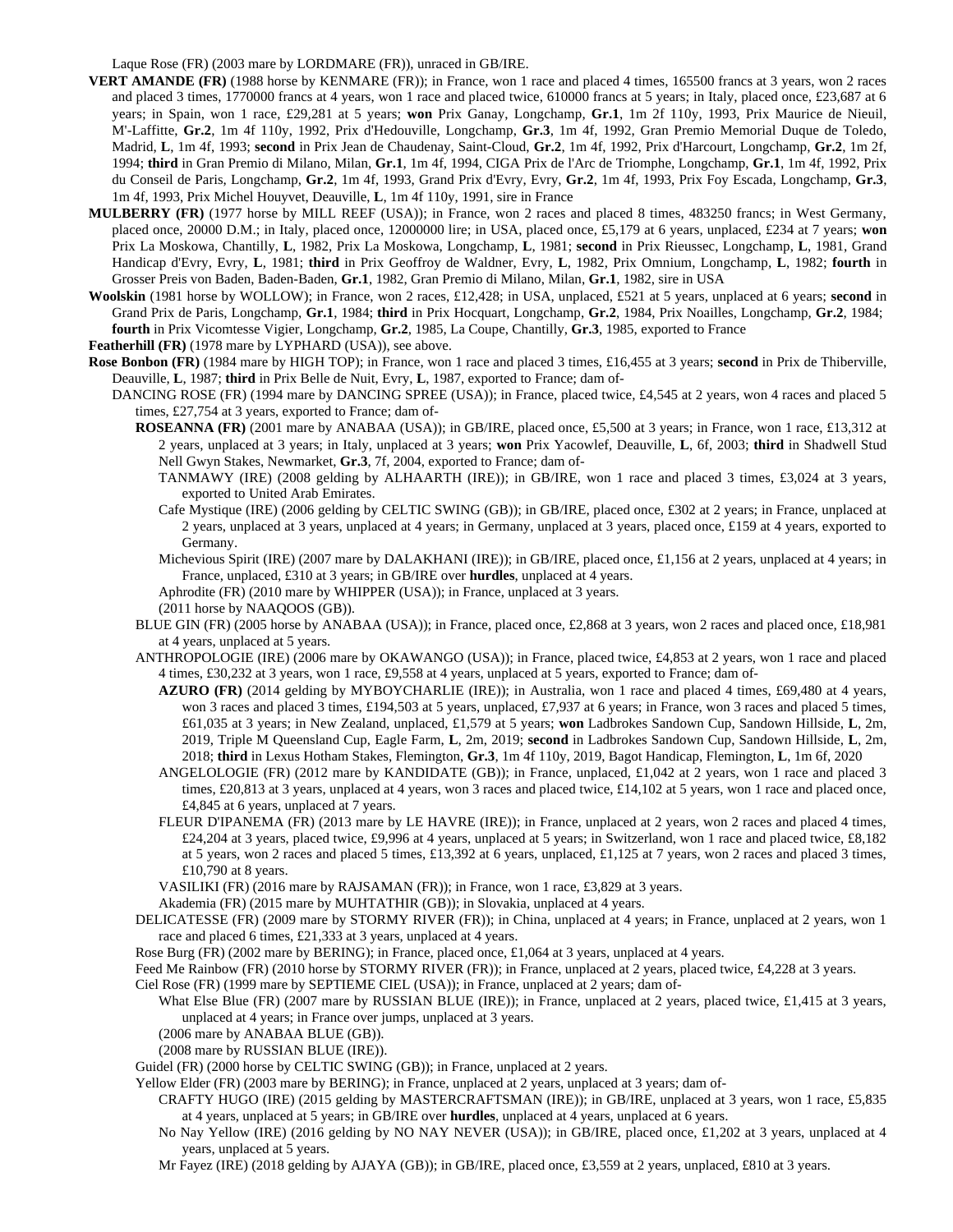Laque Rose (FR) (2003 mare by LORDMARE (FR)), unraced in GB/IRE.

**VERT AMANDE (FR)** (1988 horse by KENMARE (FR)); in France, won 1 race and placed 4 times, 165500 francs at 3 years, won 2 races and placed 3 times, 1770000 francs at 4 years, won 1 race and placed twice, 610000 francs at 5 years; in Italy, placed once, £23,687 at 6 years; in Spain, won 1 race, £29,281 at 5 years; **won** Prix Ganay, Longchamp, **Gr.1**, 1m 2f 110y, 1993, Prix Maurice de Nieuil, M'-Laffitte, **Gr.2**, 1m 4f 110y, 1992, Prix d'Hedouville, Longchamp, **Gr.3**, 1m 4f, 1992, Gran Premio Memorial Duque de Toledo, Madrid, **L**, 1m 4f, 1993; **second** in Prix Jean de Chaudenay, Saint-Cloud, **Gr.2**, 1m 4f, 1992, Prix d'Harcourt, Longchamp, **Gr.2**, 1m 2f, 1994; **third** in Gran Premio di Milano, Milan, **Gr.1**, 1m 4f, 1994, CIGA Prix de l'Arc de Triomphe, Longchamp, **Gr.1**, 1m 4f, 1992, Prix du Conseil de Paris, Longchamp, **Gr.2**, 1m 4f, 1993, Grand Prix d'Evry, Evry, **Gr.2**, 1m 4f, 1993, Prix Foy Escada, Longchamp, **Gr.3**, 1m 4f, 1993, Prix Michel Houyvet, Deauville, **L**, 1m 4f 110y, 1991, sire in France

**MULBERRY (FR)** (1977 horse by MILL REEF (USA)); in France, won 2 races and placed 8 times, 483250 francs; in West Germany, placed once, 20000 D.M.; in Italy, placed once, 12000000 lire; in USA, placed once, £5,179 at 6 years, unplaced, £234 at 7 years; **won** Prix La Moskowa, Chantilly, **L**, 1982, Prix La Moskowa, Longchamp, **L**, 1981; **second** in Prix Rieussec, Longchamp, **L**, 1981, Grand Handicap d'Evry, Evry, **L**, 1981; **third** in Prix Geoffroy de Waldner, Evry, **L**, 1982, Prix Omnium, Longchamp, **L**, 1982; **fourth** in Grosser Preis von Baden, Baden-Baden, **Gr.1**, 1982, Gran Premio di Milano, Milan, **Gr.1**, 1982, sire in USA

**Woolskin** (1981 horse by WOLLOW); in France, won 2 races, £12,428; in USA, unplaced, £521 at 5 years, unplaced at 6 years; **second** in Grand Prix de Paris, Longchamp, **Gr.1**, 1984; **third** in Prix Hocquart, Longchamp, **Gr.2**, 1984, Prix Noailles, Longchamp, **Gr.2**, 1984; **fourth** in Prix Vicomtesse Vigier, Longchamp, **Gr.2**, 1985, La Coupe, Chantilly, **Gr.3**, 1985, exported to France

**Featherhill (FR)** (1978 mare by LYPHARD (USA)), see above.

**Rose Bonbon (FR)** (1984 mare by HIGH TOP); in France, won 1 race and placed 3 times, £16,455 at 3 years; **second** in Prix de Thiberville, Deauville, **L**, 1987; **third** in Prix Belle de Nuit, Evry, **L**, 1987, exported to France; dam of-

DANCING ROSE (FR) (1994 mare by DANCING SPREE (USA)); in France, placed twice, £4,545 at 2 years, won 4 races and placed 5 times, £27,754 at 3 years, exported to France; dam of-

**ROSEANNA (FR)** (2001 mare by ANABAA (USA)); in GB/IRE, placed once, £5,500 at 3 years; in France, won 1 race, £13,312 at 2 years, unplaced at 3 years; in Italy, unplaced at 3 years; **won** Prix Yacowlef, Deauville, **L**, 6f, 2003; **third** in Shadwell Stud Nell Gwyn Stakes, Newmarket, **Gr.3**, 7f, 2004, exported to France; dam of-

TANMAWY (IRE) (2008 gelding by ALHAARTH (IRE)); in GB/IRE, won 1 race and placed 3 times, £3,024 at 3 years, exported to United Arab Emirates.

Cafe Mystique (IRE) (2006 gelding by CELTIC SWING (GB)); in GB/IRE, placed once, £302 at 2 years; in France, unplaced at 2 years, unplaced at 3 years, unplaced at 4 years; in Germany, unplaced at 3 years, placed once, £159 at 4 years, exported to Germany.

Michevious Spirit (IRE) (2007 mare by DALAKHANI (IRE)); in GB/IRE, placed once, £1,156 at 2 years, unplaced at 4 years; in France, unplaced, £310 at 3 years; in GB/IRE over **hurdles**, unplaced at 4 years.

Aphrodite (FR) (2010 mare by WHIPPER (USA)); in France, unplaced at 3 years.

(2011 horse by NAAQOOS (GB)).

BLUE GIN (FR) (2005 horse by ANABAA (USA)); in France, placed once, £2,868 at 3 years, won 2 races and placed once, £18,981 at 4 years, unplaced at 5 years.

ANTHROPOLOGIE (IRE) (2006 mare by OKAWANGO (USA)); in France, placed twice, £4,853 at 2 years, won 1 race and placed 4 times, £30,232 at 3 years, won 1 race, £9,558 at 4 years, unplaced at 5 years, exported to France; dam of-

**AZURO (FR)** (2014 gelding by MYBOYCHARLIE (IRE)); in Australia, won 1 race and placed 4 times, £69,480 at 4 years, won 3 races and placed 3 times, £194,503 at 5 years, unplaced, £7,937 at 6 years; in France, won 3 races and placed 5 times, £61,035 at 3 years; in New Zealand, unplaced, £1,579 at 5 years; **won** Ladbrokes Sandown Cup, Sandown Hillside, **L**, 2m, 2019, Triple M Queensland Cup, Eagle Farm, **L**, 2m, 2019; **second** in Ladbrokes Sandown Cup, Sandown Hillside, **L**, 2m, 2018; **third** in Lexus Hotham Stakes, Flemington, **Gr.3**, 1m 4f 110y, 2019, Bagot Handicap, Flemington, **L**, 1m 6f, 2020

ANGELOLOGIE (FR) (2012 mare by KANDIDATE (GB)); in France, unplaced, £1,042 at 2 years, won 1 race and placed 3 times, £20,813 at 3 years, unplaced at 4 years, won 3 races and placed twice, £14,102 at 5 years, won 1 race and placed once, £4,845 at 6 years, unplaced at 7 years.

FLEUR D'IPANEMA (FR) (2013 mare by LE HAVRE (IRE)); in France, unplaced at 2 years, won 2 races and placed 4 times, £24,204 at 3 years, placed twice, £9,996 at 4 years, unplaced at 5 years; in Switzerland, won 1 race and placed twice, £8,182 at 5 years, won 2 races and placed 5 times, £13,392 at 6 years, unplaced, £1,125 at 7 years, won 2 races and placed 3 times, £10,790 at 8 years.

VASILIKI (FR) (2016 mare by RAJSAMAN (FR)); in France, won 1 race, £3,829 at 3 years.

Akademia (FR) (2015 mare by MUHTATHIR (GB)); in Slovakia, unplaced at 4 years.

DELICATESSE (FR) (2009 mare by STORMY RIVER (FR)); in China, unplaced at 4 years; in France, unplaced at 2 years, won 1 race and placed 6 times, £21,333 at 3 years, unplaced at 4 years.

Rose Burg (FR) (2002 mare by BERING); in France, placed once, £1,064 at 3 years, unplaced at 4 years.

Feed Me Rainbow (FR) (2010 horse by STORMY RIVER (FR)); in France, unplaced at 2 years, placed twice, £4,228 at 3 years.

Ciel Rose (FR) (1999 mare by SEPTIEME CIEL (USA)); in France, unplaced at 2 years; dam of-

What Else Blue (FR) (2007 mare by RUSSIAN BLUE (IRE)); in France, unplaced at 2 years, placed twice, £1,415 at 3 years, unplaced at 4 years; in France over jumps, unplaced at 3 years.

(2006 mare by ANABAA BLUE (GB)).

(2008 mare by RUSSIAN BLUE (IRE)).

Guidel (FR) (2000 horse by CELTIC SWING (GB)); in France, unplaced at 2 years.

Yellow Elder (FR) (2003 mare by BERING); in France, unplaced at 2 years, unplaced at 3 years; dam of-

CRAFTY HUGO (IRE) (2015 gelding by MASTERCRAFTSMAN (IRE)); in GB/IRE, unplaced at 3 years, won 1 race, £5,835 at 4 years, unplaced at 5 years; in GB/IRE over **hurdles**, unplaced at 4 years, unplaced at 6 years.

No Nay Yellow (IRE) (2016 gelding by NO NAY NEVER (USA)); in GB/IRE, placed once, £1,202 at 3 years, unplaced at 4 years, unplaced at 5 years.

Mr Fayez (IRE) (2018 gelding by AJAYA (GB)); in GB/IRE, placed once, £3,559 at 2 years, unplaced, £810 at 3 years.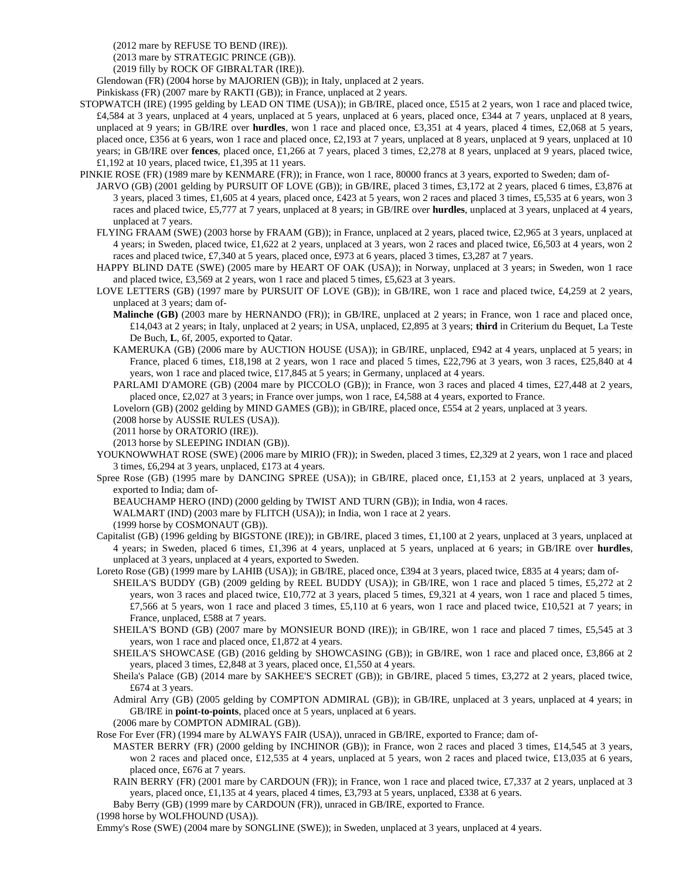(2012 mare by REFUSE TO BEND (IRE)).

(2013 mare by STRATEGIC PRINCE (GB)).

(2019 filly by ROCK OF GIBRALTAR (IRE)).

Glendowan (FR) (2004 horse by MAJORIEN (GB)); in Italy, unplaced at 2 years.

Pinkiskass (FR) (2007 mare by RAKTI (GB)); in France, unplaced at 2 years.

STOPWATCH (IRE) (1995 gelding by LEAD ON TIME (USA)); in GB/IRE, placed once, £515 at 2 years, won 1 race and placed twice, £4,584 at 3 years, unplaced at 4 years, unplaced at 5 years, unplaced at 6 years, placed once, £344 at 7 years, unplaced at 8 years, unplaced at 9 years; in GB/IRE over **hurdles**, won 1 race and placed once, £3,351 at 4 years, placed 4 times, £2,068 at 5 years, placed once, £356 at 6 years, won 1 race and placed once, £2,193 at 7 years, unplaced at 8 years, unplaced at 9 years, unplaced at 10 years; in GB/IRE over **fences**, placed once, £1,266 at 7 years, placed 3 times, £2,278 at 8 years, unplaced at 9 years, placed twice, £1,192 at 10 years, placed twice, £1,395 at 11 years.

PINKIE ROSE (FR) (1989 mare by KENMARE (FR)); in France, won 1 race, 80000 francs at 3 years, exported to Sweden; dam of-

JARVO (GB) (2001 gelding by PURSUIT OF LOVE (GB)); in GB/IRE, placed 3 times, £3,172 at 2 years, placed 6 times, £3,876 at 3 years, placed 3 times, £1,605 at 4 years, placed once, £423 at 5 years, won 2 races and placed 3 times, £5,535 at 6 years, won 3 races and placed twice, £5,777 at 7 years, unplaced at 8 years; in GB/IRE over **hurdles**, unplaced at 3 years, unplaced at 4 years, unplaced at 7 years.

FLYING FRAAM (SWE) (2003 horse by FRAAM (GB)); in France, unplaced at 2 years, placed twice, £2,965 at 3 years, unplaced at 4 years; in Sweden, placed twice, £1,622 at 2 years, unplaced at 3 years, won 2 races and placed twice, £6,503 at 4 years, won 2 races and placed twice, £7,340 at 5 years, placed once, £973 at 6 years, placed 3 times, £3,287 at 7 years.

HAPPY BLIND DATE (SWE) (2005 mare by HEART OF OAK (USA)); in Norway, unplaced at 3 years; in Sweden, won 1 race and placed twice, £3,569 at 2 years, won 1 race and placed 5 times, £5,623 at 3 years.

LOVE LETTERS (GB) (1997 mare by PURSUIT OF LOVE (GB)); in GB/IRE, won 1 race and placed twice, £4,259 at 2 years, unplaced at 3 years; dam of-

**Malinche (GB)** (2003 mare by HERNANDO (FR)); in GB/IRE, unplaced at 2 years; in France, won 1 race and placed once, £14,043 at 2 years; in Italy, unplaced at 2 years; in USA, unplaced, £2,895 at 3 years; **third** in Criterium du Bequet, La Teste De Buch, **L**, 6f, 2005, exported to Qatar.

KAMERUKA (GB) (2006 mare by AUCTION HOUSE (USA)); in GB/IRE, unplaced, £942 at 4 years, unplaced at 5 years; in France, placed 6 times, £18,198 at 2 years, won 1 race and placed 5 times, £22,796 at 3 years, won 3 races, £25,840 at 4 years, won 1 race and placed twice, £17,845 at 5 years; in Germany, unplaced at 4 years.

PARLAMI D'AMORE (GB) (2004 mare by PICCOLO (GB)); in France, won 3 races and placed 4 times, £27,448 at 2 years, placed once, £2,027 at 3 years; in France over jumps, won 1 race, £4,588 at 4 years, exported to France.

Lovelorn (GB) (2002 gelding by MIND GAMES (GB)); in GB/IRE, placed once, £554 at 2 years, unplaced at 3 years.

(2008 horse by AUSSIE RULES (USA)).

(2011 horse by ORATORIO (IRE)).

(2013 horse by SLEEPING INDIAN (GB)).

YOUKNOWWHAT ROSE (SWE) (2006 mare by MIRIO (FR)); in Sweden, placed 3 times, £2,329 at 2 years, won 1 race and placed 3 times, £6,294 at 3 years, unplaced, £173 at 4 years.

Spree Rose (GB) (1995 mare by DANCING SPREE (USA)); in GB/IRE, placed once, £1,153 at 2 years, unplaced at 3 years, exported to India; dam of-

BEAUCHAMP HERO (IND) (2000 gelding by TWIST AND TURN (GB)); in India, won 4 races.

WALMART (IND) (2003 mare by FLITCH (USA)); in India, won 1 race at 2 years.

(1999 horse by COSMONAUT (GB)).

Capitalist (GB) (1996 gelding by BIGSTONE (IRE)); in GB/IRE, placed 3 times, £1,100 at 2 years, unplaced at 3 years, unplaced at 4 years; in Sweden, placed 6 times, £1,396 at 4 years, unplaced at 5 years, unplaced at 6 years; in GB/IRE over **hurdles**, unplaced at 3 years, unplaced at 4 years, exported to Sweden.

Loreto Rose (GB) (1999 mare by LAHIB (USA)); in GB/IRE, placed once, £394 at 3 years, placed twice, £835 at 4 years; dam of-

SHEILA'S BUDDY (GB) (2009 gelding by REEL BUDDY (USA)); in GB/IRE, won 1 race and placed 5 times, £5,272 at 2 years, won 3 races and placed twice, £10,772 at 3 years, placed 5 times, £9,321 at 4 years, won 1 race and placed 5 times, £7,566 at 5 years, won 1 race and placed 3 times, £5,110 at 6 years, won 1 race and placed twice, £10,521 at 7 years; in France, unplaced, £588 at 7 years.

SHEILA'S BOND (GB) (2007 mare by MONSIEUR BOND (IRE)); in GB/IRE, won 1 race and placed 7 times, £5,545 at 3 years, won 1 race and placed once, £1,872 at 4 years.

SHEILA'S SHOWCASE (GB) (2016 gelding by SHOWCASING (GB)); in GB/IRE, won 1 race and placed once, £3,866 at 2 years, placed 3 times, £2,848 at 3 years, placed once, £1,550 at 4 years.

Sheila's Palace (GB) (2014 mare by SAKHEE'S SECRET (GB)); in GB/IRE, placed 5 times, £3,272 at 2 years, placed twice, £674 at 3 years.

Admiral Arry (GB) (2005 gelding by COMPTON ADMIRAL (GB)); in GB/IRE, unplaced at 3 years, unplaced at 4 years; in GB/IRE in **point-to-points**, placed once at 5 years, unplaced at 6 years.

(2006 mare by COMPTON ADMIRAL (GB)).

Rose For Ever (FR) (1994 mare by ALWAYS FAIR (USA)), unraced in GB/IRE, exported to France; dam of-

MASTER BERRY (FR) (2000 gelding by INCHINOR (GB)); in France, won 2 races and placed 3 times, £14,545 at 3 years, won 2 races and placed once, £12,535 at 4 years, unplaced at 5 years, won 2 races and placed twice, £13,035 at 6 years, placed once, £676 at 7 years.

RAIN BERRY (FR) (2001 mare by CARDOUN (FR)); in France, won 1 race and placed twice, £7,337 at 2 years, unplaced at 3 years, placed once, £1,135 at 4 years, placed 4 times, £3,793 at 5 years, unplaced, £338 at 6 years.

Baby Berry (GB) (1999 mare by CARDOUN (FR)), unraced in GB/IRE, exported to France.

(1998 horse by WOLFHOUND (USA)).

Emmy's Rose (SWE) (2004 mare by SONGLINE (SWE)); in Sweden, unplaced at 3 years, unplaced at 4 years.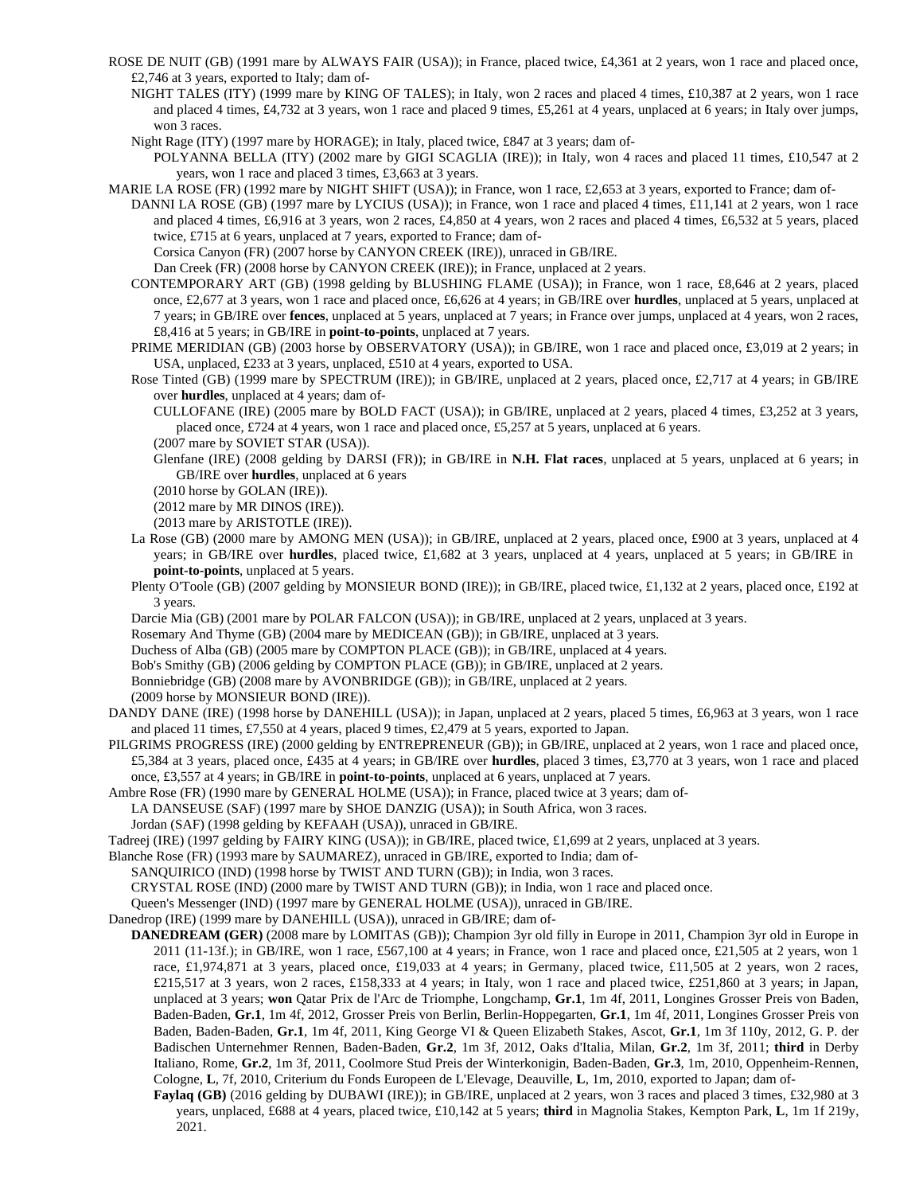ROSE DE NUIT (GB) (1991 mare by ALWAYS FAIR (USA)); in France, placed twice, £4,361 at 2 years, won 1 race and placed once, £2,746 at 3 years, exported to Italy; dam of-

NIGHT TALES (ITY) (1999 mare by KING OF TALES); in Italy, won 2 races and placed 4 times, £10,387 at 2 years, won 1 race and placed 4 times, £4,732 at 3 years, won 1 race and placed 9 times, £5,261 at 4 years, unplaced at 6 years; in Italy over jumps, won 3 races.

Night Rage (ITY) (1997 mare by HORAGE); in Italy, placed twice, £847 at 3 years; dam of-

POLYANNA BELLA (ITY) (2002 mare by GIGI SCAGLIA (IRE)); in Italy, won 4 races and placed 11 times, £10,547 at 2 years, won 1 race and placed 3 times, £3,663 at 3 years.

MARIE LA ROSE (FR) (1992 mare by NIGHT SHIFT (USA)); in France, won 1 race, £2,653 at 3 years, exported to France; dam of-

DANNI LA ROSE (GB) (1997 mare by LYCIUS (USA)); in France, won 1 race and placed 4 times, £11,141 at 2 years, won 1 race and placed 4 times, £6,916 at 3 years, won 2 races, £4,850 at 4 years, won 2 races and placed 4 times, £6,532 at 5 years, placed twice, £715 at 6 years, unplaced at 7 years, exported to France; dam of-

Corsica Canyon (FR) (2007 horse by CANYON CREEK (IRE)), unraced in GB/IRE.

Dan Creek (FR) (2008 horse by CANYON CREEK (IRE)); in France, unplaced at 2 years.

CONTEMPORARY ART (GB) (1998 gelding by BLUSHING FLAME (USA)); in France, won 1 race, £8,646 at 2 years, placed once, £2,677 at 3 years, won 1 race and placed once, £6,626 at 4 years; in GB/IRE over **hurdles**, unplaced at 5 years, unplaced at 7 years; in GB/IRE over **fences**, unplaced at 5 years, unplaced at 7 years; in France over jumps, unplaced at 4 years, won 2 races, £8,416 at 5 years; in GB/IRE in **point-to-points**, unplaced at 7 years.

PRIME MERIDIAN (GB) (2003 horse by OBSERVATORY (USA)); in GB/IRE, won 1 race and placed once, £3,019 at 2 years; in USA, unplaced, £233 at 3 years, unplaced, £510 at 4 years, exported to USA.

Rose Tinted (GB) (1999 mare by SPECTRUM (IRE)); in GB/IRE, unplaced at 2 years, placed once, £2,717 at 4 years; in GB/IRE over **hurdles**, unplaced at 4 years; dam of-

CULLOFANE (IRE) (2005 mare by BOLD FACT (USA)); in GB/IRE, unplaced at 2 years, placed 4 times, £3,252 at 3 years, placed once, £724 at 4 years, won 1 race and placed once, £5,257 at 5 years, unplaced at 6 years.

(2007 mare by SOVIET STAR (USA)).

Glenfane (IRE) (2008 gelding by DARSI (FR)); in GB/IRE in **N.H. Flat races**, unplaced at 5 years, unplaced at 6 years; in GB/IRE over **hurdles**, unplaced at 6 years

(2010 horse by GOLAN (IRE)).

(2012 mare by MR DINOS (IRE)).

(2013 mare by ARISTOTLE (IRE)).

La Rose (GB) (2000 mare by AMONG MEN (USA)); in GB/IRE, unplaced at 2 years, placed once, £900 at 3 years, unplaced at 4 years; in GB/IRE over **hurdles**, placed twice, £1,682 at 3 years, unplaced at 4 years, unplaced at 5 years; in GB/IRE in **point-to-points**, unplaced at 5 years.

Plenty O'Toole (GB) (2007 gelding by MONSIEUR BOND (IRE)); in GB/IRE, placed twice, £1,132 at 2 years, placed once, £192 at 3 years.

Darcie Mia (GB) (2001 mare by POLAR FALCON (USA)); in GB/IRE, unplaced at 2 years, unplaced at 3 years.

Rosemary And Thyme (GB) (2004 mare by MEDICEAN (GB)); in GB/IRE, unplaced at 3 years.

Duchess of Alba (GB) (2005 mare by COMPTON PLACE (GB)); in GB/IRE, unplaced at 4 years.

Bob's Smithy (GB) (2006 gelding by COMPTON PLACE (GB)); in GB/IRE, unplaced at 2 years.

Bonniebridge (GB) (2008 mare by AVONBRIDGE (GB)); in GB/IRE, unplaced at 2 years.

(2009 horse by MONSIEUR BOND (IRE)).

DANDY DANE (IRE) (1998 horse by DANEHILL (USA)); in Japan, unplaced at 2 years, placed 5 times, £6,963 at 3 years, won 1 race and placed 11 times, £7,550 at 4 years, placed 9 times, £2,479 at 5 years, exported to Japan.

PILGRIMS PROGRESS (IRE) (2000 gelding by ENTREPRENEUR (GB)); in GB/IRE, unplaced at 2 years, won 1 race and placed once, £5,384 at 3 years, placed once, £435 at 4 years; in GB/IRE over **hurdles**, placed 3 times, £3,770 at 3 years, won 1 race and placed once, £3,557 at 4 years; in GB/IRE in **point-to-points**, unplaced at 6 years, unplaced at 7 years.

Ambre Rose (FR) (1990 mare by GENERAL HOLME (USA)); in France, placed twice at 3 years; dam of-

LA DANSEUSE (SAF) (1997 mare by SHOE DANZIG (USA)); in South Africa, won 3 races.

Jordan (SAF) (1998 gelding by KEFAAH (USA)), unraced in GB/IRE.

Tadreej (IRE) (1997 gelding by FAIRY KING (USA)); in GB/IRE, placed twice, £1,699 at 2 years, unplaced at 3 years.

Blanche Rose (FR) (1993 mare by SAUMAREZ), unraced in GB/IRE, exported to India; dam of-

SANQUIRICO (IND) (1998 horse by TWIST AND TURN (GB)); in India, won 3 races.

CRYSTAL ROSE (IND) (2000 mare by TWIST AND TURN (GB)); in India, won 1 race and placed once.

Queen's Messenger (IND) (1997 mare by GENERAL HOLME (USA)), unraced in GB/IRE.

Danedrop (IRE) (1999 mare by DANEHILL (USA)), unraced in GB/IRE; dam of-

**DANEDREAM (GER)** (2008 mare by LOMITAS (GB)); Champion 3yr old filly in Europe in 2011, Champion 3yr old in Europe in 2011 (11-13f.); in GB/IRE, won 1 race, £567,100 at 4 years; in France, won 1 race and placed once, £21,505 at 2 years, won 1 race, £1,974,871 at 3 years, placed once, £19,033 at 4 years; in Germany, placed twice, £11,505 at 2 years, won 2 races, £215,517 at 3 years, won 2 races, £158,333 at 4 years; in Italy, won 1 race and placed twice, £251,860 at 3 years; in Japan, unplaced at 3 years; **won** Qatar Prix de l'Arc de Triomphe, Longchamp, **Gr.1**, 1m 4f, 2011, Longines Grosser Preis von Baden, Baden-Baden, **Gr.1**, 1m 4f, 2012, Grosser Preis von Berlin, Berlin-Hoppegarten, **Gr.1**, 1m 4f, 2011, Longines Grosser Preis von Baden, Baden-Baden, **Gr.1**, 1m 4f, 2011, King George VI & Queen Elizabeth Stakes, Ascot, **Gr.1**, 1m 3f 110y, 2012, G. P. der Badischen Unternehmer Rennen, Baden-Baden, **Gr.2**, 1m 3f, 2012, Oaks d'Italia, Milan, **Gr.2**, 1m 3f, 2011; **third** in Derby Italiano, Rome, **Gr.2**, 1m 3f, 2011, Coolmore Stud Preis der Winterkonigin, Baden-Baden, **Gr.3**, 1m, 2010, Oppenheim-Rennen, Cologne, **L**, 7f, 2010, Criterium du Fonds Europeen de L'Elevage, Deauville, **L**, 1m, 2010, exported to Japan; dam of-

**Faylaq (GB)** (2016 gelding by DUBAWI (IRE)); in GB/IRE, unplaced at 2 years, won 3 races and placed 3 times, £32,980 at 3 years, unplaced, £688 at 4 years, placed twice, £10,142 at 5 years; **third** in Magnolia Stakes, Kempton Park, **L**, 1m 1f 219y, 2021.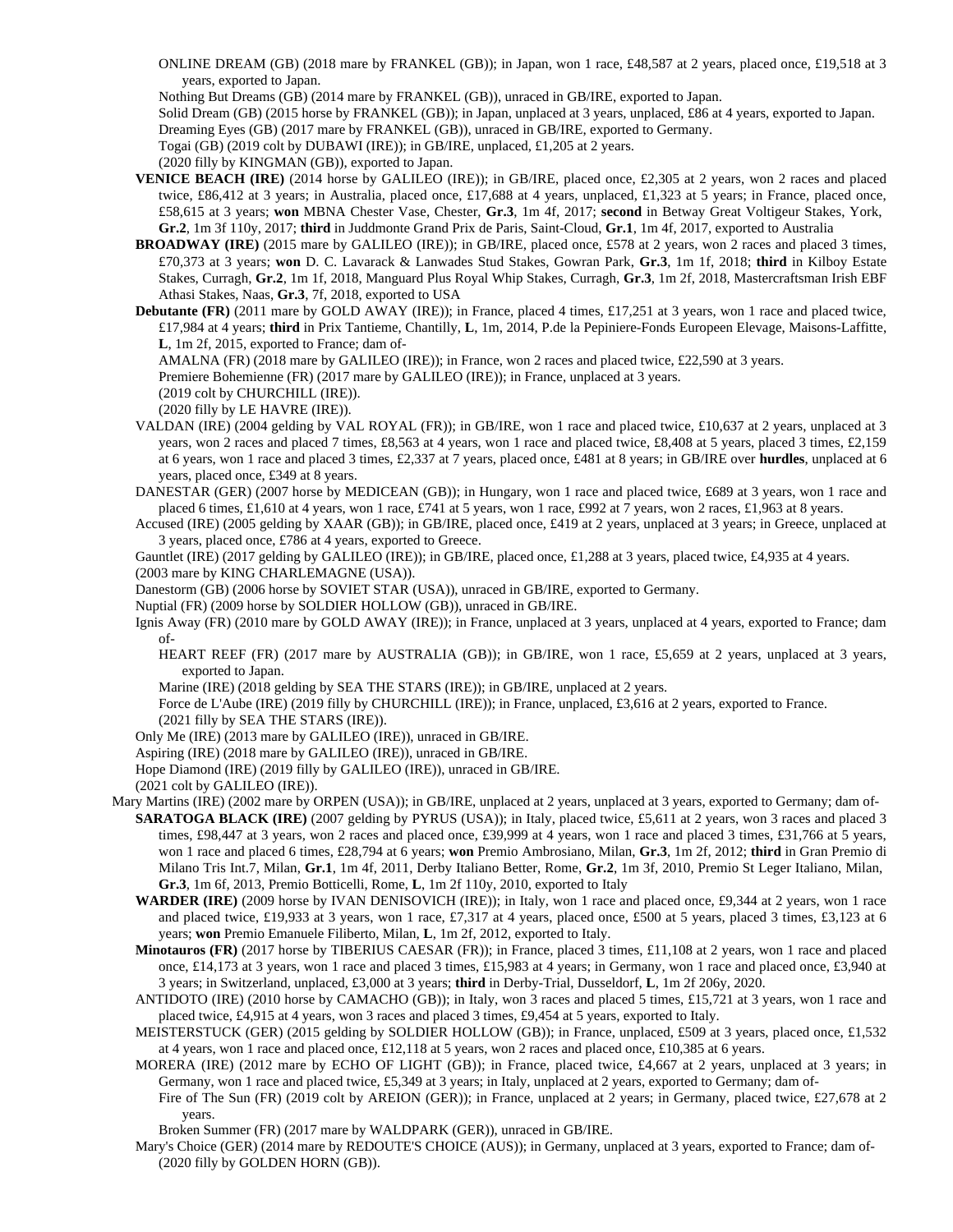ONLINE DREAM (GB) (2018 mare by FRANKEL (GB)); in Japan, won 1 race, £48,587 at 2 years, placed once, £19,518 at 3 years, exported to Japan.

Nothing But Dreams (GB) (2014 mare by FRANKEL (GB)), unraced in GB/IRE, exported to Japan.

Solid Dream (GB) (2015 horse by FRANKEL (GB)); in Japan, unplaced at 3 years, unplaced, £86 at 4 years, exported to Japan.

Dreaming Eyes (GB) (2017 mare by FRANKEL (GB)), unraced in GB/IRE, exported to Germany.

Togai (GB) (2019 colt by DUBAWI (IRE)); in GB/IRE, unplaced, £1,205 at 2 years.

(2020 filly by KINGMAN (GB)), exported to Japan.

**VENICE BEACH (IRE)** (2014 horse by GALILEO (IRE)); in GB/IRE, placed once, £2,305 at 2 years, won 2 races and placed twice, £86,412 at 3 years; in Australia, placed once, £17,688 at 4 years, unplaced, £1,323 at 5 years; in France, placed once, £58,615 at 3 years; **won** MBNA Chester Vase, Chester, **Gr.3**, 1m 4f, 2017; **second** in Betway Great Voltigeur Stakes, York, **Gr.2**, 1m 3f 110y, 2017; **third** in Juddmonte Grand Prix de Paris, Saint-Cloud, **Gr.1**, 1m 4f, 2017, exported to Australia

**BROADWAY (IRE)** (2015 mare by GALILEO (IRE)); in GB/IRE, placed once, £578 at 2 years, won 2 races and placed 3 times, £70,373 at 3 years; **won** D. C. Lavarack & Lanwades Stud Stakes, Gowran Park, **Gr.3**, 1m 1f, 2018; **third** in Kilboy Estate Stakes, Curragh, **Gr.2**, 1m 1f, 2018, Manguard Plus Royal Whip Stakes, Curragh, **Gr.3**, 1m 2f, 2018, Mastercraftsman Irish EBF Athasi Stakes, Naas, **Gr.3**, 7f, 2018, exported to USA

**Debutante (FR)** (2011 mare by GOLD AWAY (IRE)); in France, placed 4 times, £17,251 at 3 years, won 1 race and placed twice, £17,984 at 4 years; **third** in Prix Tantieme, Chantilly, **L**, 1m, 2014, P.de la Pepiniere-Fonds Europeen Elevage, Maisons-Laffitte, **L**, 1m 2f, 2015, exported to France; dam of-

AMALNA (FR) (2018 mare by GALILEO (IRE)); in France, won 2 races and placed twice, £22,590 at 3 years.

Premiere Bohemienne (FR) (2017 mare by GALILEO (IRE)); in France, unplaced at 3 years.

(2019 colt by CHURCHILL (IRE)).

(2020 filly by LE HAVRE (IRE)).

VALDAN (IRE) (2004 gelding by VAL ROYAL (FR)); in GB/IRE, won 1 race and placed twice, £10,637 at 2 years, unplaced at 3 years, won 2 races and placed 7 times, £8,563 at 4 years, won 1 race and placed twice, £8,408 at 5 years, placed 3 times, £2,159 at 6 years, won 1 race and placed 3 times, £2,337 at 7 years, placed once, £481 at 8 years; in GB/IRE over **hurdles**, unplaced at 6 years, placed once, £349 at 8 years.

DANESTAR (GER) (2007 horse by MEDICEAN (GB)); in Hungary, won 1 race and placed twice, £689 at 3 years, won 1 race and placed 6 times, £1,610 at 4 years, won 1 race, £741 at 5 years, won 1 race, £992 at 7 years, won 2 races, £1,963 at 8 years.

Accused (IRE) (2005 gelding by XAAR (GB)); in GB/IRE, placed once, £419 at 2 years, unplaced at 3 years; in Greece, unplaced at 3 years, placed once, £786 at 4 years, exported to Greece.

Gauntlet (IRE) (2017 gelding by GALILEO (IRE)); in GB/IRE, placed once, £1,288 at 3 years, placed twice, £4,935 at 4 years.

(2003 mare by KING CHARLEMAGNE (USA)).

Danestorm (GB) (2006 horse by SOVIET STAR (USA)), unraced in GB/IRE, exported to Germany.

Nuptial (FR) (2009 horse by SOLDIER HOLLOW (GB)), unraced in GB/IRE.

Ignis Away (FR) (2010 mare by GOLD AWAY (IRE)); in France, unplaced at 3 years, unplaced at 4 years, exported to France; dam of-

HEART REEF (FR) (2017 mare by AUSTRALIA (GB)); in GB/IRE, won 1 race, £5,659 at 2 years, unplaced at 3 years, exported to Japan.

Marine (IRE) (2018 gelding by SEA THE STARS (IRE)); in GB/IRE, unplaced at 2 years.

Force de L'Aube (IRE) (2019 filly by CHURCHILL (IRE)); in France, unplaced, £3,616 at 2 years, exported to France.

(2021 filly by SEA THE STARS (IRE)).

Only Me (IRE) (2013 mare by GALILEO (IRE)), unraced in GB/IRE.

Aspiring (IRE) (2018 mare by GALILEO (IRE)), unraced in GB/IRE.

Hope Diamond (IRE) (2019 filly by GALILEO (IRE)), unraced in GB/IRE.

(2021 colt by GALILEO (IRE)).

Mary Martins (IRE) (2002 mare by ORPEN (USA)); in GB/IRE, unplaced at 2 years, unplaced at 3 years, exported to Germany; dam of-

**SARATOGA BLACK (IRE)** (2007 gelding by PYRUS (USA)); in Italy, placed twice, £5,611 at 2 years, won 3 races and placed 3 times, £98,447 at 3 years, won 2 races and placed once, £39,999 at 4 years, won 1 race and placed 3 times, £31,766 at 5 years, won 1 race and placed 6 times, £28,794 at 6 years; **won** Premio Ambrosiano, Milan, **Gr.3**, 1m 2f, 2012; **third** in Gran Premio di Milano Tris Int.7, Milan, **Gr.1**, 1m 4f, 2011, Derby Italiano Better, Rome, **Gr.2**, 1m 3f, 2010, Premio St Leger Italiano, Milan, **Gr.3**, 1m 6f, 2013, Premio Botticelli, Rome, **L**, 1m 2f 110y, 2010, exported to Italy

**WARDER (IRE)** (2009 horse by IVAN DENISOVICH (IRE)); in Italy, won 1 race and placed once, £9,344 at 2 years, won 1 race and placed twice, £19,933 at 3 years, won 1 race, £7,317 at 4 years, placed once, £500 at 5 years, placed 3 times, £3,123 at 6 years; **won** Premio Emanuele Filiberto, Milan, **L**, 1m 2f, 2012, exported to Italy.

**Minotauros (FR)** (2017 horse by TIBERIUS CAESAR (FR)); in France, placed 3 times, £11,108 at 2 years, won 1 race and placed once, £14,173 at 3 years, won 1 race and placed 3 times, £15,983 at 4 years; in Germany, won 1 race and placed once, £3,940 at 3 years; in Switzerland, unplaced, £3,000 at 3 years; **third** in Derby-Trial, Dusseldorf, **L**, 1m 2f 206y, 2020.

ANTIDOTO (IRE) (2010 horse by CAMACHO (GB)); in Italy, won 3 races and placed 5 times, £15,721 at 3 years, won 1 race and placed twice, £4,915 at 4 years, won 3 races and placed 3 times, £9,454 at 5 years, exported to Italy.

MEISTERSTUCK (GER) (2015 gelding by SOLDIER HOLLOW (GB)); in France, unplaced, £509 at 3 years, placed once, £1,532 at 4 years, won 1 race and placed once, £12,118 at 5 years, won 2 races and placed once, £10,385 at 6 years.

MORERA (IRE) (2012 mare by ECHO OF LIGHT (GB)); in France, placed twice, £4,667 at 2 years, unplaced at 3 years; in Germany, won 1 race and placed twice, £5,349 at 3 years; in Italy, unplaced at 2 years, exported to Germany; dam of-

Fire of The Sun (FR) (2019 colt by AREION (GER)); in France, unplaced at 2 years; in Germany, placed twice, £27,678 at 2 years.

Broken Summer (FR) (2017 mare by WALDPARK (GER)), unraced in GB/IRE.

Mary's Choice (GER) (2014 mare by REDOUTE'S CHOICE (AUS)); in Germany, unplaced at 3 years, exported to France; dam of-

(2020 filly by GOLDEN HORN (GB)).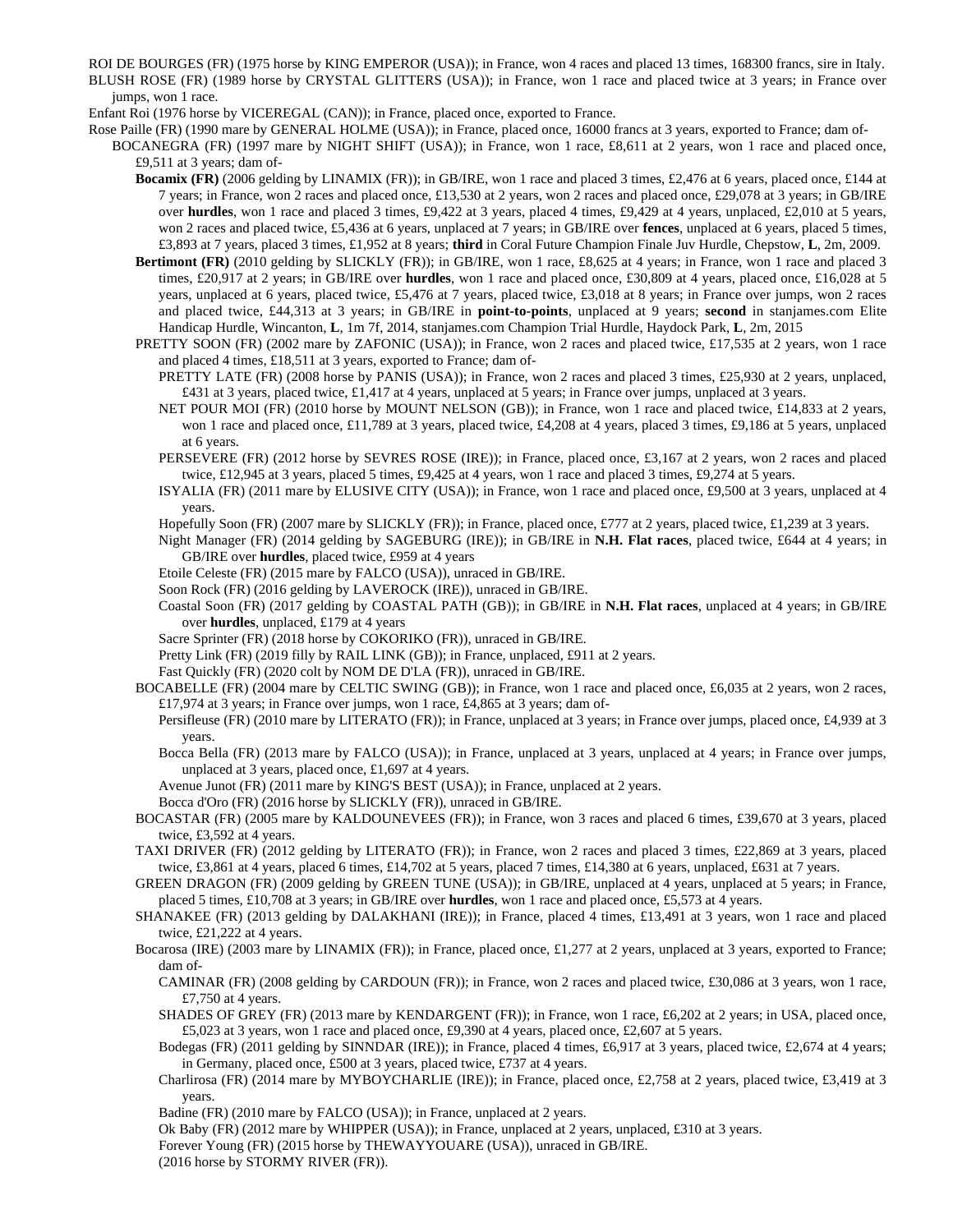ROI DE BOURGES (FR) (1975 horse by KING EMPEROR (USA)); in France, won 4 races and placed 13 times, 168300 francs, sire in Italy.

BLUSH ROSE (FR) (1989 horse by CRYSTAL GLITTERS (USA)); in France, won 1 race and placed twice at 3 years; in France over jumps, won 1 race.

Enfant Roi (1976 horse by VICEREGAL (CAN)); in France, placed once, exported to France.

Rose Paille (FR) (1990 mare by GENERAL HOLME (USA)); in France, placed once, 16000 francs at 3 years, exported to France; dam of-

BOCANEGRA (FR) (1997 mare by NIGHT SHIFT (USA)); in France, won 1 race, £8,611 at 2 years, won 1 race and placed once, £9,511 at 3 years; dam of-

**Bocamix (FR)** (2006 gelding by LINAMIX (FR)); in GB/IRE, won 1 race and placed 3 times, £2,476 at 6 years, placed once, £144 at 7 years; in France, won 2 races and placed once, £13,530 at 2 years, won 2 races and placed once, £29,078 at 3 years; in GB/IRE over **hurdles**, won 1 race and placed 3 times, £9,422 at 3 years, placed 4 times, £9,429 at 4 years, unplaced, £2,010 at 5 years, won 2 races and placed twice, £5,436 at 6 years, unplaced at 7 years; in GB/IRE over **fences**, unplaced at 6 years, placed 5 times, £3,893 at 7 years, placed 3 times, £1,952 at 8 years; **third** in Coral Future Champion Finale Juv Hurdle, Chepstow, **L**, 2m, 2009.

**Bertimont (FR)** (2010 gelding by SLICKLY (FR)); in GB/IRE, won 1 race, £8,625 at 4 years; in France, won 1 race and placed 3 times, £20,917 at 2 years; in GB/IRE over **hurdles**, won 1 race and placed once, £30,809 at 4 years, placed once, £16,028 at 5 years, unplaced at 6 years, placed twice, £5,476 at 7 years, placed twice, £3,018 at 8 years; in France over jumps, won 2 races and placed twice, £44,313 at 3 years; in GB/IRE in **point-to-points**, unplaced at 9 years; **second** in stanjames.com Elite Handicap Hurdle, Wincanton, **L**, 1m 7f, 2014, stanjames.com Champion Trial Hurdle, Haydock Park, **L**, 2m, 2015

PRETTY SOON (FR) (2002 mare by ZAFONIC (USA)); in France, won 2 races and placed twice, £17,535 at 2 years, won 1 race and placed 4 times, £18,511 at 3 years, exported to France; dam of-

PRETTY LATE (FR) (2008 horse by PANIS (USA)); in France, won 2 races and placed 3 times, £25,930 at 2 years, unplaced, £431 at 3 years, placed twice, £1,417 at 4 years, unplaced at 5 years; in France over jumps, unplaced at 3 years.

NET POUR MOI (FR) (2010 horse by MOUNT NELSON (GB)); in France, won 1 race and placed twice, £14,833 at 2 years, won 1 race and placed once, £11,789 at 3 years, placed twice, £4,208 at 4 years, placed 3 times, £9,186 at 5 years, unplaced at 6 years.

PERSEVERE (FR) (2012 horse by SEVRES ROSE (IRE)); in France, placed once, £3,167 at 2 years, won 2 races and placed twice, £12,945 at 3 years, placed 5 times, £9,425 at 4 years, won 1 race and placed 3 times, £9,274 at 5 years.

ISYALIA (FR) (2011 mare by ELUSIVE CITY (USA)); in France, won 1 race and placed once, £9,500 at 3 years, unplaced at 4 years.

Hopefully Soon (FR) (2007 mare by SLICKLY (FR)); in France, placed once, £777 at 2 years, placed twice, £1,239 at 3 years.

Night Manager (FR) (2014 gelding by SAGEBURG (IRE)); in GB/IRE in **N.H. Flat races**, placed twice, £644 at 4 years; in GB/IRE over **hurdles**, placed twice, £959 at 4 years

Etoile Celeste (FR) (2015 mare by FALCO (USA)), unraced in GB/IRE.

Soon Rock (FR) (2016 gelding by LAVEROCK (IRE)), unraced in GB/IRE.

Coastal Soon (FR) (2017 gelding by COASTAL PATH (GB)); in GB/IRE in **N.H. Flat races**, unplaced at 4 years; in GB/IRE over **hurdles**, unplaced, £179 at 4 years

Sacre Sprinter (FR) (2018 horse by COKORIKO (FR)), unraced in GB/IRE.

Pretty Link (FR) (2019 filly by RAIL LINK (GB)); in France, unplaced, £911 at 2 years.

Fast Quickly (FR) (2020 colt by NOM DE D'LA (FR)), unraced in GB/IRE.

BOCABELLE (FR) (2004 mare by CELTIC SWING (GB)); in France, won 1 race and placed once, £6,035 at 2 years, won 2 races, £17,974 at 3 years; in France over jumps, won 1 race, £4,865 at 3 years; dam of-

Persifleuse (FR) (2010 mare by LITERATO (FR)); in France, unplaced at 3 years; in France over jumps, placed once, £4,939 at 3 years.

Bocca Bella (FR) (2013 mare by FALCO (USA)); in France, unplaced at 3 years, unplaced at 4 years; in France over jumps, unplaced at 3 years, placed once, £1,697 at 4 years.

Avenue Junot (FR) (2011 mare by KING'S BEST (USA)); in France, unplaced at 2 years.

Bocca d'Oro (FR) (2016 horse by SLICKLY (FR)), unraced in GB/IRE.

BOCASTAR (FR) (2005 mare by KALDOUNEVEES (FR)); in France, won 3 races and placed 6 times, £39,670 at 3 years, placed twice, £3,592 at 4 years.

TAXI DRIVER (FR) (2012 gelding by LITERATO (FR)); in France, won 2 races and placed 3 times, £22,869 at 3 years, placed twice, £3,861 at 4 years, placed 6 times, £14,702 at 5 years, placed 7 times, £14,380 at 6 years, unplaced, £631 at 7 years.

GREEN DRAGON (FR) (2009 gelding by GREEN TUNE (USA)); in GB/IRE, unplaced at 4 years, unplaced at 5 years; in France, placed 5 times, £10,708 at 3 years; in GB/IRE over **hurdles**, won 1 race and placed once, £5,573 at 4 years.

SHANAKEE (FR) (2013 gelding by DALAKHANI (IRE)); in France, placed 4 times, £13,491 at 3 years, won 1 race and placed twice, £21,222 at 4 years.

Bocarosa (IRE) (2003 mare by LINAMIX (FR)); in France, placed once, £1,277 at 2 years, unplaced at 3 years, exported to France; dam of-

CAMINAR (FR) (2008 gelding by CARDOUN (FR)); in France, won 2 races and placed twice, £30,086 at 3 years, won 1 race, £7,750 at 4 years.

SHADES OF GREY (FR) (2013 mare by KENDARGENT (FR)); in France, won 1 race, £6,202 at 2 years; in USA, placed once, £5,023 at 3 years, won 1 race and placed once, £9,390 at 4 years, placed once, £2,607 at 5 years.

Bodegas (FR) (2011 gelding by SINNDAR (IRE)); in France, placed 4 times, £6,917 at 3 years, placed twice, £2,674 at 4 years; in Germany, placed once, £500 at 3 years, placed twice, £737 at 4 years.

Charlirosa (FR) (2014 mare by MYBOYCHARLIE (IRE)); in France, placed once, £2,758 at 2 years, placed twice, £3,419 at 3 years.

Badine (FR) (2010 mare by FALCO (USA)); in France, unplaced at 2 years.

Ok Baby (FR) (2012 mare by WHIPPER (USA)); in France, unplaced at 2 years, unplaced, £310 at 3 years.

Forever Young (FR) (2015 horse by THEWAYYOUARE (USA)), unraced in GB/IRE.

(2016 horse by STORMY RIVER (FR)).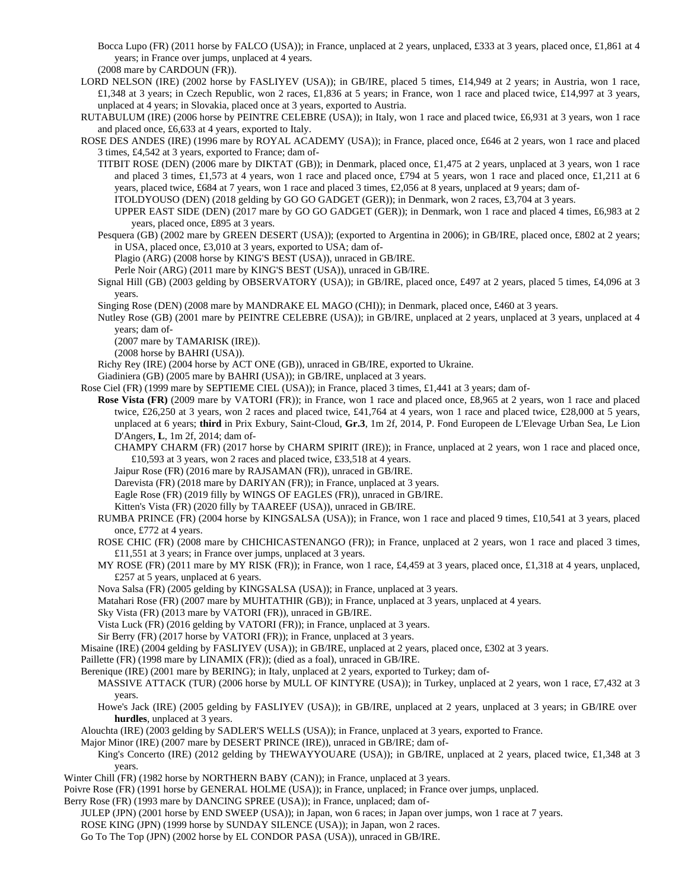Bocca Lupo (FR) (2011 horse by FALCO (USA)); in France, unplaced at 2 years, unplaced, £333 at 3 years, placed once, £1,861 at 4 years; in France over jumps, unplaced at 4 years.

(2008 mare by CARDOUN (FR)).

LORD NELSON (IRE) (2002 horse by FASLIYEV (USA)); in GB/IRE, placed 5 times, £14,949 at 2 years; in Austria, won 1 race, £1,348 at 3 years; in Czech Republic, won 2 races, £1,836 at 5 years; in France, won 1 race and placed twice, £14,997 at 3 years, unplaced at 4 years; in Slovakia, placed once at 3 years, exported to Austria.

RUTABULUM (IRE) (2006 horse by PEINTRE CELEBRE (USA)); in Italy, won 1 race and placed twice, £6,931 at 3 years, won 1 race and placed once, £6,633 at 4 years, exported to Italy.

ROSE DES ANDES (IRE) (1996 mare by ROYAL ACADEMY (USA)); in France, placed once, £646 at 2 years, won 1 race and placed 3 times, £4,542 at 3 years, exported to France; dam of-

TITBIT ROSE (DEN) (2006 mare by DIKTAT (GB)); in Denmark, placed once, £1,475 at 2 years, unplaced at 3 years, won 1 race and placed 3 times, £1,573 at 4 years, won 1 race and placed once, £794 at 5 years, won 1 race and placed once, £1,211 at 6 years, placed twice, £684 at 7 years, won 1 race and placed 3 times, £2,056 at 8 years, unplaced at 9 years; dam of-

ITOLDYOUSO (DEN) (2018 gelding by GO GO GADGET (GER)); in Denmark, won 2 races, £3,704 at 3 years.

UPPER EAST SIDE (DEN) (2017 mare by GO GO GADGET (GER)); in Denmark, won 1 race and placed 4 times, £6,983 at 2 years, placed once, £895 at 3 years.

Pesquera (GB) (2002 mare by GREEN DESERT (USA)); (exported to Argentina in 2006); in GB/IRE, placed once, £802 at 2 years; in USA, placed once, £3,010 at 3 years, exported to USA; dam of-

Plagio (ARG) (2008 horse by KING'S BEST (USA)), unraced in GB/IRE.

Perle Noir (ARG) (2011 mare by KING'S BEST (USA)), unraced in GB/IRE.

Signal Hill (GB) (2003 gelding by OBSERVATORY (USA)); in GB/IRE, placed once, £497 at 2 years, placed 5 times, £4,096 at 3 years.

Singing Rose (DEN) (2008 mare by MANDRAKE EL MAGO (CHI)); in Denmark, placed once, £460 at 3 years.

Nutley Rose (GB) (2001 mare by PEINTRE CELEBRE (USA)); in GB/IRE, unplaced at 2 years, unplaced at 3 years, unplaced at 4 years; dam of-

(2007 mare by TAMARISK (IRE)).

(2008 horse by BAHRI (USA)).

Richy Rey (IRE) (2004 horse by ACT ONE (GB)), unraced in GB/IRE, exported to Ukraine.

Giadiniera (GB) (2005 mare by BAHRI (USA)); in GB/IRE, unplaced at 3 years.

Rose Ciel (FR) (1999 mare by SEPTIEME CIEL (USA)); in France, placed 3 times, £1,441 at 3 years; dam of-

**Rose Vista (FR)** (2009 mare by VATORI (FR)); in France, won 1 race and placed once, £8,965 at 2 years, won 1 race and placed twice, £26,250 at 3 years, won 2 races and placed twice, £41,764 at 4 years, won 1 race and placed twice, £28,000 at 5 years, unplaced at 6 years; **third** in Prix Exbury, Saint-Cloud, **Gr.3**, 1m 2f, 2014, P. Fond Europeen de L'Elevage Urban Sea, Le Lion D'Angers, **L**, 1m 2f, 2014; dam of-

CHAMPY CHARM (FR) (2017 horse by CHARM SPIRIT (IRE)); in France, unplaced at 2 years, won 1 race and placed once, £10,593 at 3 years, won 2 races and placed twice, £33,518 at 4 years.

Jaipur Rose (FR) (2016 mare by RAJSAMAN (FR)), unraced in GB/IRE.

Darevista (FR) (2018 mare by DARIYAN (FR)); in France, unplaced at 3 years.

Eagle Rose (FR) (2019 filly by WINGS OF EAGLES (FR)), unraced in GB/IRE.

Kitten's Vista (FR) (2020 filly by TAAREEF (USA)), unraced in GB/IRE.

RUMBA PRINCE (FR) (2004 horse by KINGSALSA (USA)); in France, won 1 race and placed 9 times, £10,541 at 3 years, placed once, £772 at 4 years.

ROSE CHIC (FR) (2008 mare by CHICHICASTENANGO (FR)); in France, unplaced at 2 years, won 1 race and placed 3 times, £11,551 at 3 years; in France over jumps, unplaced at 3 years.

MY ROSE (FR) (2011 mare by MY RISK (FR)); in France, won 1 race, £4,459 at 3 years, placed once, £1,318 at 4 years, unplaced, £257 at 5 years, unplaced at 6 years.

Nova Salsa (FR) (2005 gelding by KINGSALSA (USA)); in France, unplaced at 3 years.

Matahari Rose (FR) (2007 mare by MUHTATHIR (GB)); in France, unplaced at 3 years, unplaced at 4 years.

Sky Vista (FR) (2013 mare by VATORI (FR)), unraced in GB/IRE.

Vista Luck (FR) (2016 gelding by VATORI (FR)); in France, unplaced at 3 years.

Sir Berry (FR) (2017 horse by VATORI (FR)); in France, unplaced at 3 years.

Misaine (IRE) (2004 gelding by FASLIYEV (USA)); in GB/IRE, unplaced at 2 years, placed once, £302 at 3 years.

Paillette (FR) (1998 mare by LINAMIX (FR)); (died as a foal), unraced in GB/IRE.

Berenique (IRE) (2001 mare by BERING); in Italy, unplaced at 2 years, exported to Turkey; dam of-

MASSIVE ATTACK (TUR) (2006 horse by MULL OF KINTYRE (USA)); in Turkey, unplaced at 2 years, won 1 race, £7,432 at 3 years.

Howe's Jack (IRE) (2005 gelding by FASLIYEV (USA)); in GB/IRE, unplaced at 2 years, unplaced at 3 years; in GB/IRE over **hurdles**, unplaced at 3 years.

Alouchta (IRE) (2003 gelding by SADLER'S WELLS (USA)); in France, unplaced at 3 years, exported to France.

Major Minor (IRE) (2007 mare by DESERT PRINCE (IRE)), unraced in GB/IRE; dam of-

King's Concerto (IRE) (2012 gelding by THEWAYYOUARE (USA)); in GB/IRE, unplaced at 2 years, placed twice, £1,348 at 3 years.

Winter Chill (FR) (1982 horse by NORTHERN BABY (CAN)); in France, unplaced at 3 years.

Poivre Rose (FR) (1991 horse by GENERAL HOLME (USA)); in France, unplaced; in France over jumps, unplaced.

Berry Rose (FR) (1993 mare by DANCING SPREE (USA)); in France, unplaced; dam of-

JULEP (JPN) (2001 horse by END SWEEP (USA)); in Japan, won 6 races; in Japan over jumps, won 1 race at 7 years.

ROSE KING (JPN) (1999 horse by SUNDAY SILENCE (USA)); in Japan, won 2 races.

Go To The Top (JPN) (2002 horse by EL CONDOR PASA (USA)), unraced in GB/IRE.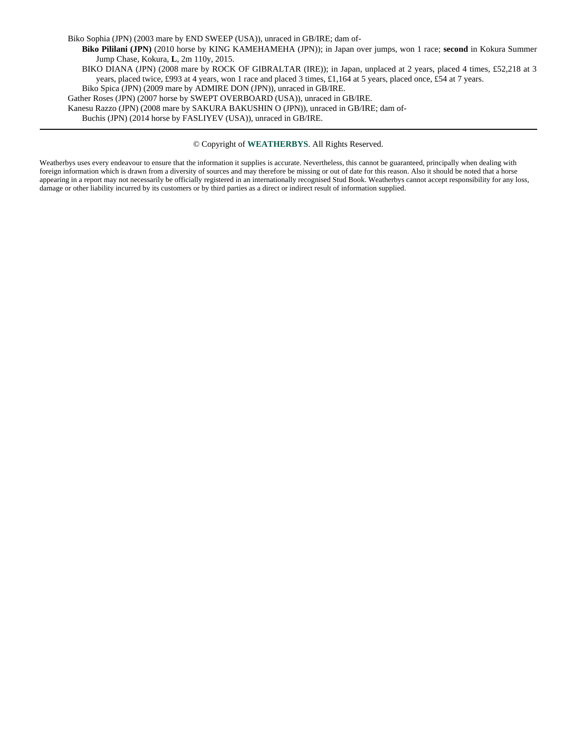Biko Sophia (JPN) (2003 mare by END SWEEP (USA)), unraced in GB/IRE; dam of-

**Biko Pililani (JPN)** (2010 horse by KING KAMEHAMEHA (JPN)); in Japan over jumps, won 1 race; **second** in Kokura Summer Jump Chase, Kokura, **L**, 2m 110y, 2015.

BIKO DIANA (JPN) (2008 mare by ROCK OF GIBRALTAR (IRE)); in Japan, unplaced at 2 years, placed 4 times, £52,218 at 3 years, placed twice, £993 at 4 years, won 1 race and placed 3 times, £1,164 at 5 years, placed once, £54 at 7 years.

Biko Spica (JPN) (2009 mare by ADMIRE DON (JPN)), unraced in GB/IRE.

Gather Roses (JPN) (2007 horse by SWEPT OVERBOARD (USA)), unraced in GB/IRE.

Kanesu Razzo (JPN) (2008 mare by SAKURA BAKUSHIN O (JPN)), unraced in GB/IRE; dam of-

Buchis (JPN) (2014 horse by FASLIYEV (USA)), unraced in GB/IRE.

---

© Copyright of **WEATHERBYS**. All Rights Reserved.

Weatherbys uses every endeavour to ensure that the information it supplies is accurate. Nevertheless, this cannot be guaranteed, principally when dealing with foreign information which is drawn from a diversity of sources and may therefore be missing or out of date for this reason. Also it should be noted that a horse appearing in a report may not necessarily be officially registered in an internationally recognised Stud Book. Weatherbys cannot accept responsibility for any loss, damage or other liability incurred by its customers or by third parties as a direct or indirect result of information supplied.